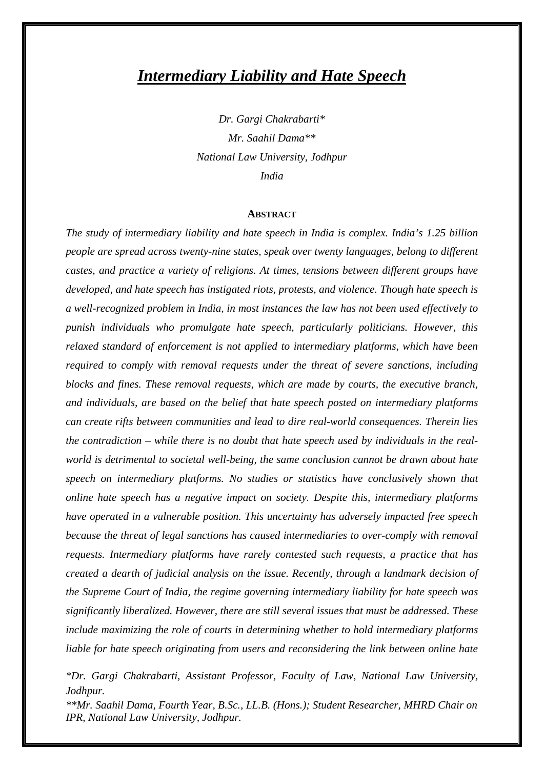# *Intermediary Liability and Hate Speech*

*Dr. Gargi Chakrabarti\**

*Mr. Saahil Dama\*\**

*National Law University, Jodhpur*

*India*

**ABSTRACT**

*The study of intermediary liability and hate speech in India is complex. India's 1.25 billion people are spread across twenty-nine states, speak over twenty languages, belong to different castes, and practice a variety of religions. At times, tensions between different groups have developed, and hate speech has instigated riots, protests, and violence. Though hate speech is a well-recognized problem in India, in most instances the law has not been used effectively to punish individuals who promulgate hate speech, particularly politicians. However, this relaxed standard of enforcement is not applied to intermediary platforms, which have been required to comply with removal requests under the threat of severe sanctions, including blocks and fines. These removal requests, which are made by courts, the executive branch, and individuals, are based on the belief that hate speech posted on intermediary platforms can create rifts between communities and lead to dire real-world consequences. Therein lies the contradiction – while there is no doubt that hate speech used by individuals in the real-world is detrimental to societal well-being, the same conclusion cannot be drawn about hate speech on intermediary platforms. No studies or statistics have conclusively shown that online hate speech has a negative impact on society. Despite this, intermediary platforms have operated in a vulnerable position. This uncertainty has adversely impacted free speech because the threat of legal sanctions has caused intermediaries to over-comply with removal requests. Intermediary platforms have rarely contested such requests, a practice that has created a dearth of judicial analysis on the issue. Recently, through a landmark decision of the Supreme Court of India, the regime governing intermediary liability for hate speech was significantly liberalized. However, there are still several issues that must be addressed. These include maximizing the role of courts in determining whether to hold intermediary platforms liable for hate speech originating from users and reconsidering the link between online hate*

*\*Dr. Gargi Chakrabarti, Assistant Professor, Faculty of Law, National Law University, Jodhpur.*

*\*\*Mr. Saahil Dama, Fourth Year, B.Sc., LL.B. (Hons.); Student Researcher, MHRD Chair on IPR, National Law University, Jodhpur.*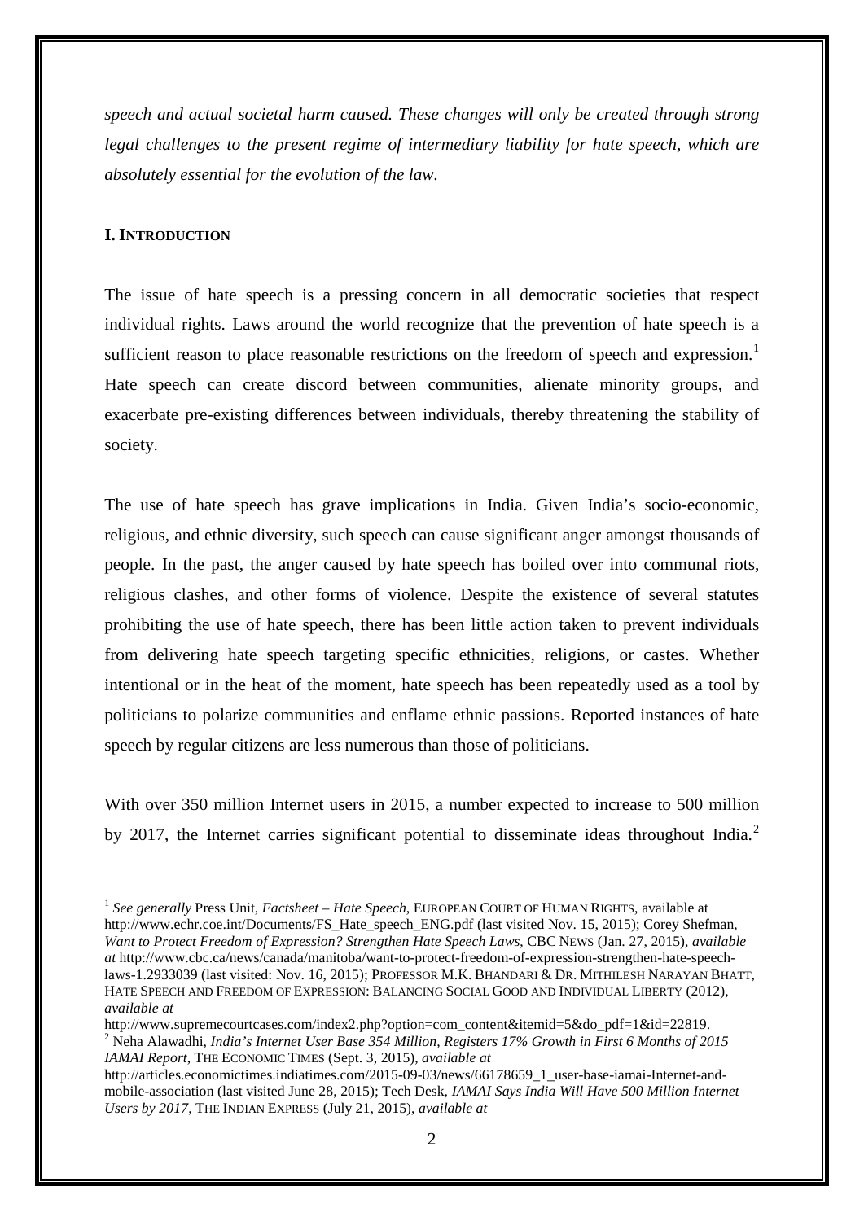*speech and actual societal harm caused. These changes will only be created through strong legal challenges to the present regime of intermediary liability for hate speech, which are absolutely essential for the evolution of the law.*

## I. INTRODUCTION

The issue of hate speech is a pressing concern in all democratic societies that respect individual rights. Laws around the world recognize that the prevention of hate speech is a sufficient reason to place reasonable restrictions on the freedom of speech and expression.[1] Hate speech can create discord between communities, alienate minority groups, and exacerbate pre-existing differences between individuals, thereby threatening the stability of society.

The use of hate speech has grave implications in India. Given India's socio-economic, religious, and ethnic diversity, such speech can cause significant anger amongst thousands of people. In the past, the anger caused by hate speech has boiled over into communal riots, religious clashes, and other forms of violence. Despite the existence of several statutes prohibiting the use of hate speech, there has been little action taken to prevent individuals from delivering hate speech targeting specific ethnicities, religions, or castes. Whether intentional or in the heat of the moment, hate speech has been repeatedly used as a tool by politicians to polarize communities and enflame ethnic passions. Reported instances of hate speech by regular citizens are less numerous than those of politicians.

With over 350 million Internet users in 2015, a number expected to increase to 500 million by 2017, the Internet carries significant potential to disseminate ideas throughout India.[2]

---

[1] *See generally* Press Unit, *Factsheet – Hate Speech*, EUROPEAN COURT OF HUMAN RIGHTS, available at http://www.echr.coe.int/Documents/FS_Hate_speech_ENG.pdf (last visited Nov. 15, 2015); Corey Shefman, *Want to Protect Freedom of Expression? Strengthen Hate Speech Laws*, CBC NEWS (Jan. 27, 2015), *available at* http://www.cbc.ca/news/canada/manitoba/want-to-protect-freedom-of-expression-strengthen-hate-speech-laws-1.2933039 (last visited: Nov. 16, 2015); PROFESSOR M.K. BHANDARI & DR. MITHILESH NARAYAN BHATT, HATE SPEECH AND FREEDOM OF EXPRESSION: BALANCING SOCIAL GOOD AND INDIVIDUAL LIBERTY (2012), *available at* http://www.supremecourtcases.com/index2.php?option=com_content&itemid=5&do_pdf=1&id=22819.

[2] Neha Alawadhi, *India's Internet User Base 354 Million, Registers 17% Growth in First 6 Months of 2015 IAMAI Report*, THE ECONOMIC TIMES (Sept. 3, 2015), *available at* http://articles.economictimes.indiatimes.com/2015-09-03/news/66178659_1_user-base-iamai-Internet-and-mobile-association (last visited June 28, 2015); Tech Desk, *IAMAI Says India Will Have 500 Million Internet Users by 2017*, THE INDIAN EXPRESS (July 21, 2015), *available at*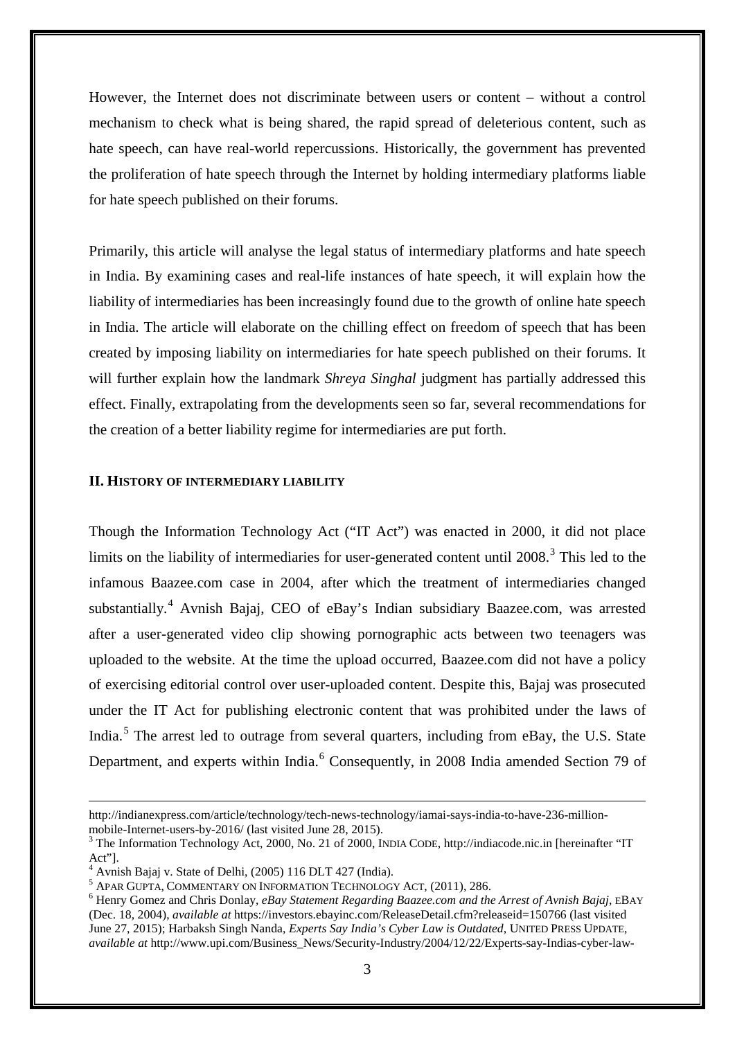However, the Internet does not discriminate between users or content – without a control mechanism to check what is being shared, the rapid spread of deleterious content, such as hate speech, can have real-world repercussions. Historically, the government has prevented the proliferation of hate speech through the Internet by holding intermediary platforms liable for hate speech published on their forums.

Primarily, this article will analyse the legal status of intermediary platforms and hate speech in India. By examining cases and real-life instances of hate speech, it will explain how the liability of intermediaries has been increasingly found due to the growth of online hate speech in India. The article will elaborate on the chilling effect on freedom of speech that has been created by imposing liability on intermediaries for hate speech published on their forums. It will further explain how the landmark *Shreya Singhal* judgment has partially addressed this effect. Finally, extrapolating from the developments seen so far, several recommendations for the creation of a better liability regime for intermediaries are put forth.

## II. History of Intermediary Liability

Though the Information Technology Act ("IT Act") was enacted in 2000, it did not place limits on the liability of intermediaries for user-generated content until 2008.[3] This led to the infamous Baazee.com case in 2004, after which the treatment of intermediaries changed substantially.[4] Avnish Bajaj, CEO of eBay's Indian subsidiary Baazee.com, was arrested after a user-generated video clip showing pornographic acts between two teenagers was uploaded to the website. At the time the upload occurred, Baazee.com did not have a policy of exercising editorial control over user-uploaded content. Despite this, Bajaj was prosecuted under the IT Act for publishing electronic content that was prohibited under the laws of India.[5] The arrest led to outrage from several quarters, including from eBay, the U.S. State Department, and experts within India.[6] Consequently, in 2008 India amended Section 79 of

---

http://indianexpress.com/article/technology/tech-news-technology/iamai-says-india-to-have-236-million-mobile-Internet-users-by-2016/ (last visited June 28, 2015).

[3] The Information Technology Act, 2000, No. 21 of 2000, INDIA CODE, http://indiacode.nic.in [hereinafter "IT Act"].

[4] Avnish Bajaj v. State of Delhi, (2005) 116 DLT 427 (India).

[5] APAR GUPTA, COMMENTARY ON INFORMATION TECHNOLOGY ACT, (2011), 286.

[6] Henry Gomez and Chris Donlay, *eBay Statement Regarding Baazee.com and the Arrest of Avnish Bajaj*, EBAY (Dec. 18, 2004), *available at* https://investors.ebayinc.com/ReleaseDetail.cfm?releaseid=150766 (last visited June 27, 2015); Harbaksh Singh Nanda, *Experts Say India's Cyber Law is Outdated*, UNITED PRESS UPDATE, *available at* http://www.upi.com/Business_News/Security-Industry/2004/12/22/Experts-say-Indias-cyber-law-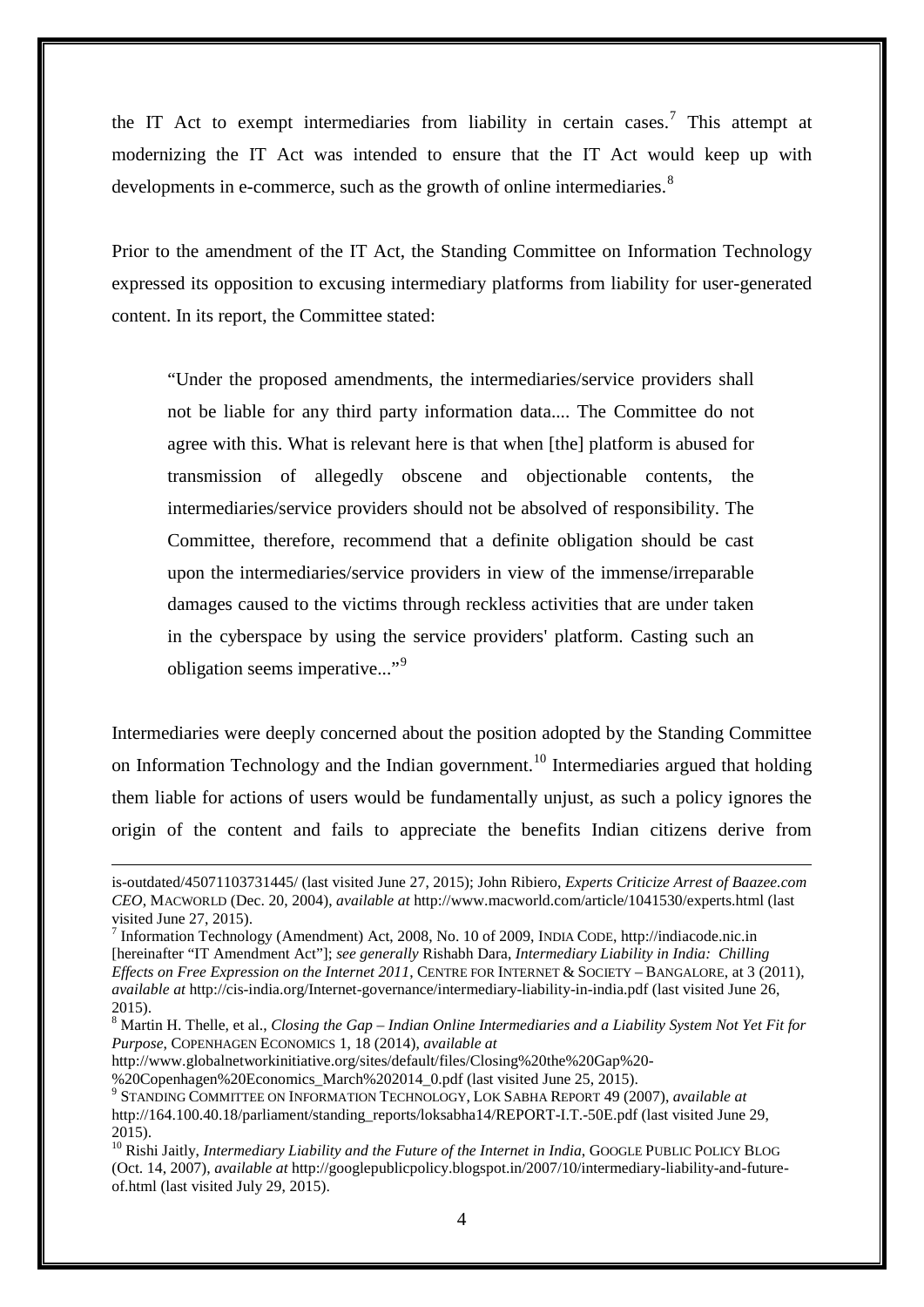the IT Act to exempt intermediaries from liability in certain cases.[7] This attempt at modernizing the IT Act was intended to ensure that the IT Act would keep up with developments in e-commerce, such as the growth of online intermediaries.[8]

Prior to the amendment of the IT Act, the Standing Committee on Information Technology expressed its opposition to excusing intermediary platforms from liability for user-generated content. In its report, the Committee stated:

> "Under the proposed amendments, the intermediaries/service providers shall not be liable for any third party information data.... The Committee do not agree with this. What is relevant here is that when [the] platform is abused for transmission of allegedly obscene and objectionable contents, the intermediaries/service providers should not be absolved of responsibility. The Committee, therefore, recommend that a definite obligation should be cast upon the intermediaries/service providers in view of the immense/irreparable damages caused to the victims through reckless activities that are under taken in the cyberspace by using the service providers' platform. Casting such an obligation seems imperative..."[9]

Intermediaries were deeply concerned about the position adopted by the Standing Committee on Information Technology and the Indian government.[10] Intermediaries argued that holding them liable for actions of users would be fundamentally unjust, as such a policy ignores the origin of the content and fails to appreciate the benefits Indian citizens derive from

---

is-outdated/45071103731445/ (last visited June 27, 2015); John Ribiero, *Experts Criticize Arrest of Baazee.com CEO*, MACWORLD (Dec. 20, 2004), *available at* http://www.macworld.com/article/1041530/experts.html (last visited June 27, 2015).

[7] Information Technology (Amendment) Act, 2008, No. 10 of 2009, INDIA CODE, http://indiacode.nic.in [hereinafter "IT Amendment Act"]; *see generally* Rishabh Dara, *Intermediary Liability in India: Chilling Effects on Free Expression on the Internet 2011*, CENTRE FOR INTERNET & SOCIETY – BANGALORE, at 3 (2011), *available at* http://cis-india.org/Internet-governance/intermediary-liability-in-india.pdf (last visited June 26, 2015).

[8] Martin H. Thelle, et al., *Closing the Gap – Indian Online Intermediaries and a Liability System Not Yet Fit for Purpose*, COPENHAGEN ECONOMICS 1, 18 (2014), *available at* http://www.globalnetworkinitiative.org/sites/default/files/Closing%20the%20Gap%20-%20Copenhagen%20Economics_March%202014_0.pdf (last visited June 25, 2015).

[9] STANDING COMMITTEE ON INFORMATION TECHNOLOGY, LOK SABHA REPORT 49 (2007), *available at* http://164.100.40.18/parliament/standing_reports/loksabha14/REPORT-I.T.-50E.pdf (last visited June 29, 2015).

[10] Rishi Jaitly, *Intermediary Liability and the Future of the Internet in India*, GOOGLE PUBLIC POLICY BLOG (Oct. 14, 2007), *available at* http://googlepublicpolicy.blogspot.in/2007/10/intermediary-liability-and-future-of.html (last visited July 29, 2015).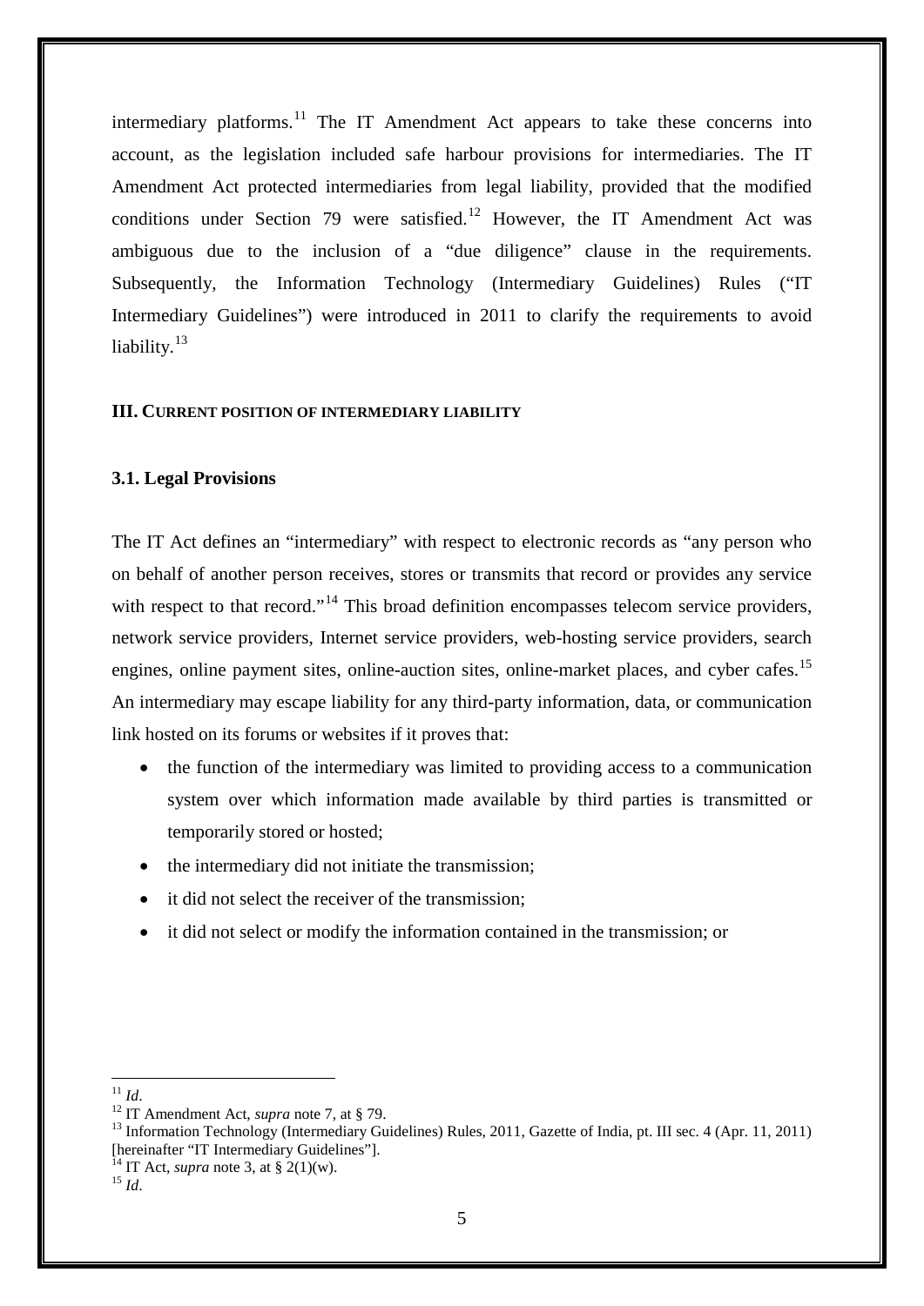intermediary platforms.[11] The IT Amendment Act appears to take these concerns into account, as the legislation included safe harbour provisions for intermediaries. The IT Amendment Act protected intermediaries from legal liability, provided that the modified conditions under Section 79 were satisfied.[12] However, the IT Amendment Act was ambiguous due to the inclusion of a "due diligence" clause in the requirements. Subsequently, the Information Technology (Intermediary Guidelines) Rules ("IT Intermediary Guidelines") were introduced in 2011 to clarify the requirements to avoid liability.[13]

## III. CURRENT POSITION OF INTERMEDIARY LIABILITY

### 3.1. Legal Provisions

The IT Act defines an "intermediary" with respect to electronic records as "any person who on behalf of another person receives, stores or transmits that record or provides any service with respect to that record."[14] This broad definition encompasses telecom service providers, network service providers, Internet service providers, web-hosting service providers, search engines, online payment sites, online-auction sites, online-market places, and cyber cafes.[15] An intermediary may escape liability for any third-party information, data, or communication link hosted on its forums or websites if it proves that:

- the function of the intermediary was limited to providing access to a communication system over which information made available by third parties is transmitted or temporarily stored or hosted;
- the intermediary did not initiate the transmission;
- it did not select the receiver of the transmission;
- it did not select or modify the information contained in the transmission; or

---

[11] *Id*.

[12] IT Amendment Act, *supra* note 7, at § 79.

[13] Information Technology (Intermediary Guidelines) Rules, 2011, Gazette of India, pt. III sec. 4 (Apr. 11, 2011) [hereinafter "IT Intermediary Guidelines"].

[14] IT Act, *supra* note 3, at § 2(1)(w).

[15] *Id*.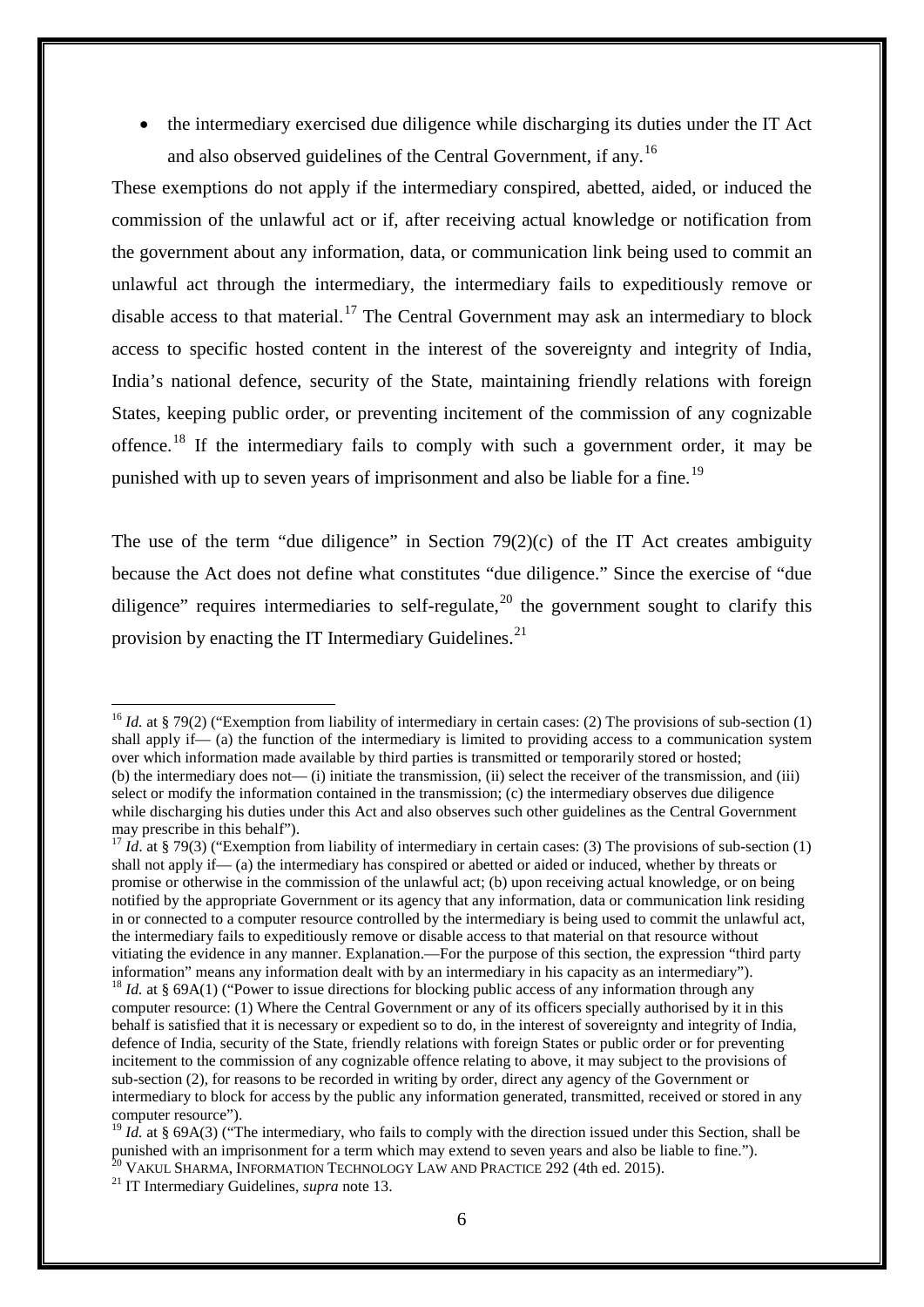- the intermediary exercised due diligence while discharging its duties under the IT Act and also observed guidelines of the Central Government, if any.[16]

These exemptions do not apply if the intermediary conspired, abetted, aided, or induced the commission of the unlawful act or if, after receiving actual knowledge or notification from the government about any information, data, or communication link being used to commit an unlawful act through the intermediary, the intermediary fails to expeditiously remove or disable access to that material.[17] The Central Government may ask an intermediary to block access to specific hosted content in the interest of the sovereignty and integrity of India, India's national defence, security of the State, maintaining friendly relations with foreign States, keeping public order, or preventing incitement of the commission of any cognizable offence.[18] If the intermediary fails to comply with such a government order, it may be punished with up to seven years of imprisonment and also be liable for a fine.[19]

The use of the term "due diligence" in Section 79(2)(c) of the IT Act creates ambiguity because the Act does not define what constitutes "due diligence." Since the exercise of "due diligence" requires intermediaries to self-regulate,[20] the government sought to clarify this provision by enacting the IT Intermediary Guidelines.[21]

---

[16] *Id.* at § 79(2) ("Exemption from liability of intermediary in certain cases: (2) The provisions of sub-section (1) shall apply if— (a) the function of the intermediary is limited to providing access to a communication system over which information made available by third parties is transmitted or temporarily stored or hosted; (b) the intermediary does not— (i) initiate the transmission, (ii) select the receiver of the transmission, and (iii) select or modify the information contained in the transmission; (c) the intermediary observes due diligence while discharging his duties under this Act and also observes such other guidelines as the Central Government may prescribe in this behalf").

[17] *Id*. at § 79(3) ("Exemption from liability of intermediary in certain cases: (3) The provisions of sub-section (1) shall not apply if— (a) the intermediary has conspired or abetted or aided or induced, whether by threats or promise or otherwise in the commission of the unlawful act; (b) upon receiving actual knowledge, or on being notified by the appropriate Government or its agency that any information, data or communication link residing in or connected to a computer resource controlled by the intermediary is being used to commit the unlawful act, the intermediary fails to expeditiously remove or disable access to that material on that resource without vitiating the evidence in any manner. Explanation.—For the purpose of this section, the expression "third party information" means any information dealt with by an intermediary in his capacity as an intermediary").

[18] *Id.* at § 69A(1) ("Power to issue directions for blocking public access of any information through any computer resource: (1) Where the Central Government or any of its officers specially authorised by it in this behalf is satisfied that it is necessary or expedient so to do, in the interest of sovereignty and integrity of India, defence of India, security of the State, friendly relations with foreign States or public order or for preventing incitement to the commission of any cognizable offence relating to above, it may subject to the provisions of sub-section (2), for reasons to be recorded in writing by order, direct any agency of the Government or intermediary to block for access by the public any information generated, transmitted, received or stored in any computer resource").

[19] *Id.* at § 69A(3) ("The intermediary, who fails to comply with the direction issued under this Section, shall be punished with an imprisonment for a term which may extend to seven years and also be liable to fine.").

[20] VAKUL SHARMA, INFORMATION TECHNOLOGY LAW AND PRACTICE 292 (4th ed. 2015).

[21] IT Intermediary Guidelines, *supra* note 13.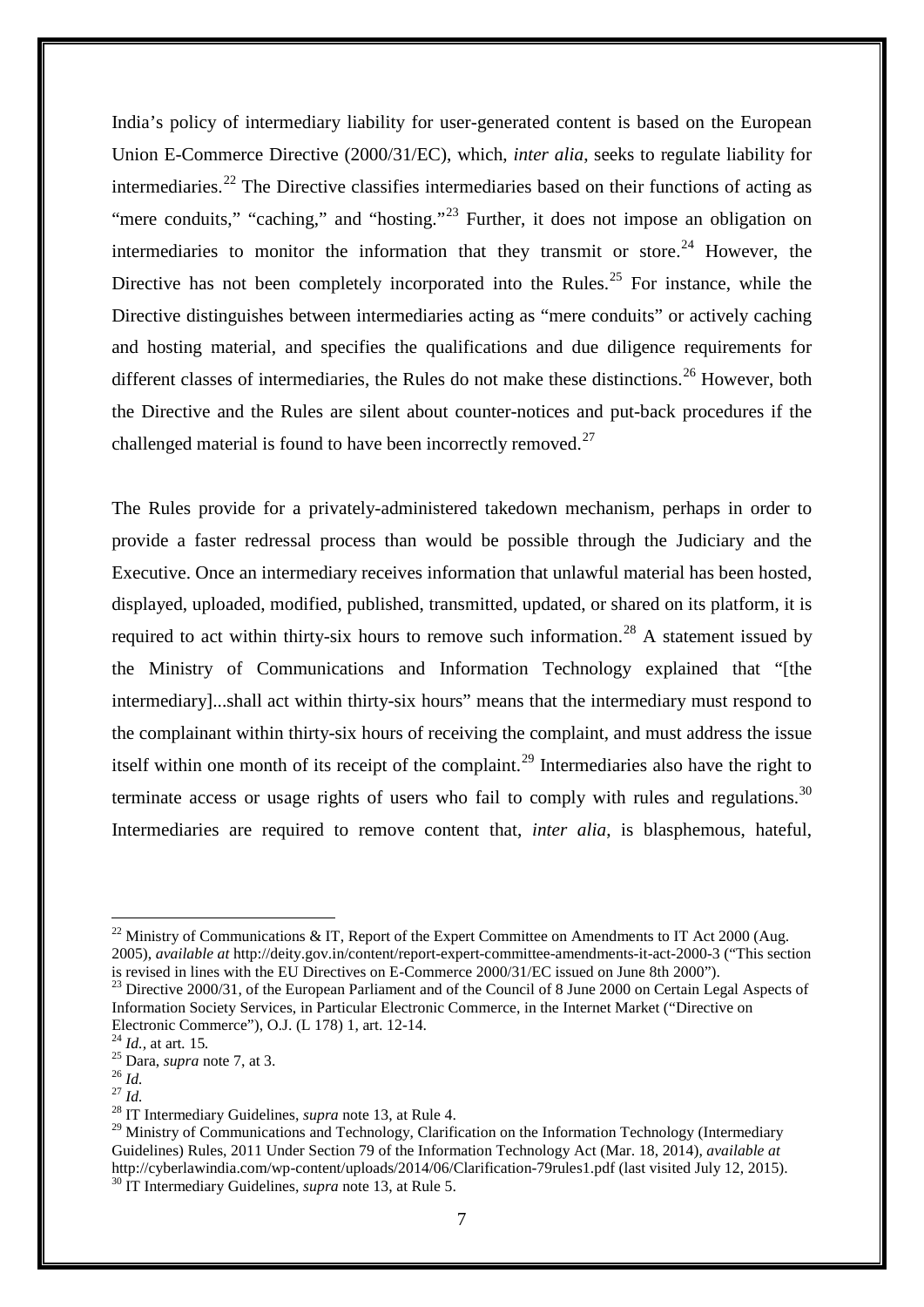India's policy of intermediary liability for user-generated content is based on the European Union E-Commerce Directive (2000/31/EC), which, *inter alia*, seeks to regulate liability for intermediaries.[22] The Directive classifies intermediaries based on their functions of acting as "mere conduits," "caching," and "hosting."[23] Further, it does not impose an obligation on intermediaries to monitor the information that they transmit or store.[24] However, the Directive has not been completely incorporated into the Rules.[25] For instance, while the Directive distinguishes between intermediaries acting as "mere conduits" or actively caching and hosting material, and specifies the qualifications and due diligence requirements for different classes of intermediaries, the Rules do not make these distinctions.[26] However, both the Directive and the Rules are silent about counter-notices and put-back procedures if the challenged material is found to have been incorrectly removed.[27]

The Rules provide for a privately-administered takedown mechanism, perhaps in order to provide a faster redressal process than would be possible through the Judiciary and the Executive. Once an intermediary receives information that unlawful material has been hosted, displayed, uploaded, modified, published, transmitted, updated, or shared on its platform, it is required to act within thirty-six hours to remove such information.[28] A statement issued by the Ministry of Communications and Information Technology explained that "[the intermediary]...shall act within thirty-six hours" means that the intermediary must respond to the complainant within thirty-six hours of receiving the complaint, and must address the issue itself within one month of its receipt of the complaint.[29] Intermediaries also have the right to terminate access or usage rights of users who fail to comply with rules and regulations.[30] Intermediaries are required to remove content that, *inter alia*, is blasphemous, hateful,

---

[22] Ministry of Communications & IT, Report of the Expert Committee on Amendments to IT Act 2000 (Aug. 2005), *available at* http://deity.gov.in/content/report-expert-committee-amendments-it-act-2000-3 ("This section is revised in lines with the EU Directives on E-Commerce 2000/31/EC issued on June 8th 2000").

[23] Directive 2000/31, of the European Parliament and of the Council of 8 June 2000 on Certain Legal Aspects of Information Society Services, in Particular Electronic Commerce, in the Internet Market ("Directive on Electronic Commerce"), O.J. (L 178) 1, art. 12-14.

[24] *Id.*, at art. 15.

[25] Dara, *supra* note 7, at 3.

[26] *Id.*

[27] *Id.*

[28] IT Intermediary Guidelines, *supra* note 13, at Rule 4.

[29] Ministry of Communications and Technology, Clarification on the Information Technology (Intermediary Guidelines) Rules, 2011 Under Section 79 of the Information Technology Act (Mar. 18, 2014), *available at* http://cyberlawindia.com/wp-content/uploads/2014/06/Clarification-79rules1.pdf (last visited July 12, 2015).

[30] IT Intermediary Guidelines, *supra* note 13, at Rule 5.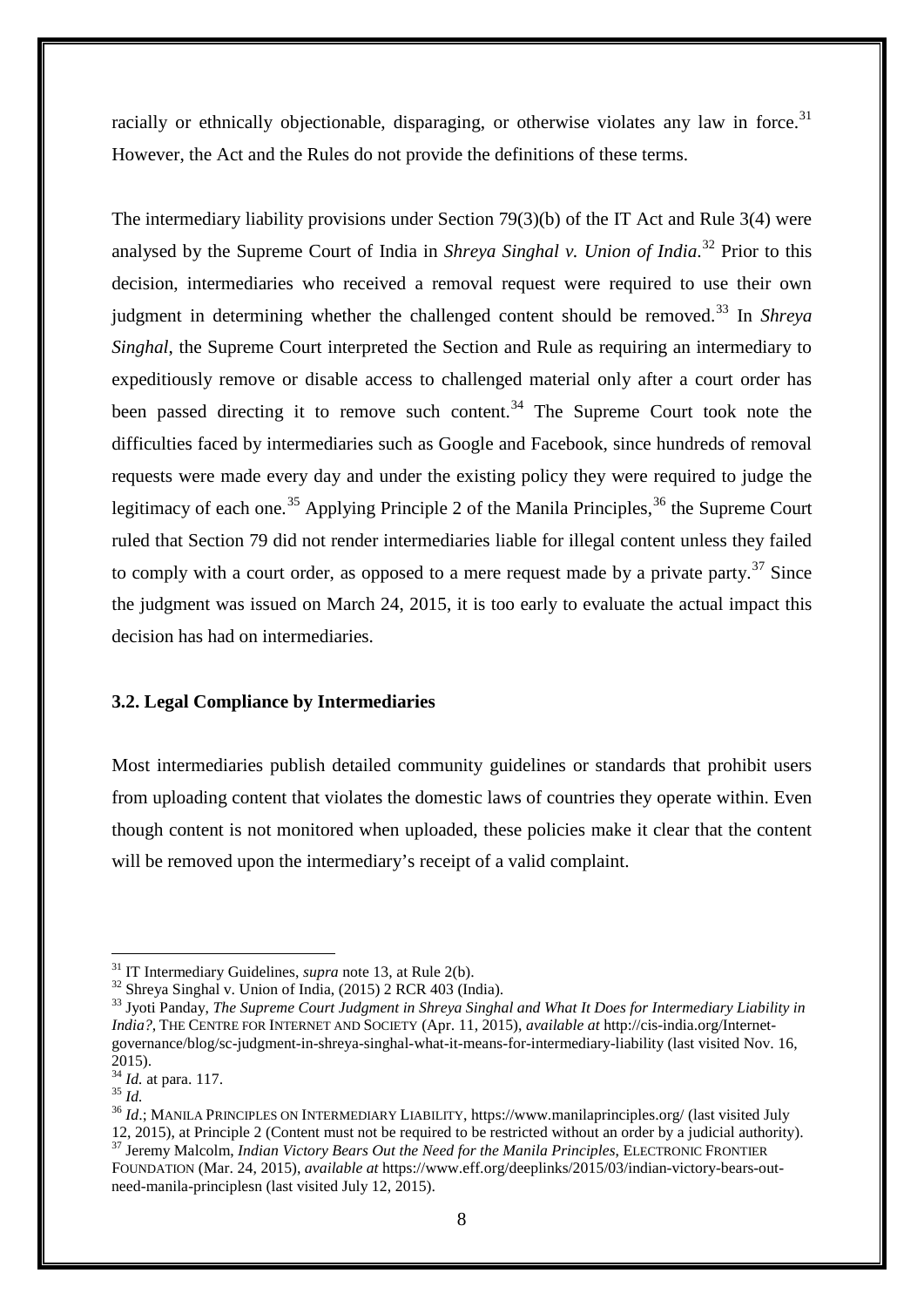racially or ethnically objectionable, disparaging, or otherwise violates any law in force.[31] However, the Act and the Rules do not provide the definitions of these terms.

The intermediary liability provisions under Section 79(3)(b) of the IT Act and Rule 3(4) were analysed by the Supreme Court of India in *Shreya Singhal v. Union of India*.[32] Prior to this decision, intermediaries who received a removal request were required to use their own judgment in determining whether the challenged content should be removed.[33] In *Shreya Singhal*, the Supreme Court interpreted the Section and Rule as requiring an intermediary to expeditiously remove or disable access to challenged material only after a court order has been passed directing it to remove such content.[34] The Supreme Court took note the difficulties faced by intermediaries such as Google and Facebook, since hundreds of removal requests were made every day and under the existing policy they were required to judge the legitimacy of each one.[35] Applying Principle 2 of the Manila Principles,[36] the Supreme Court ruled that Section 79 did not render intermediaries liable for illegal content unless they failed to comply with a court order, as opposed to a mere request made by a private party.[37] Since the judgment was issued on March 24, 2015, it is too early to evaluate the actual impact this decision has had on intermediaries.

### 3.2. Legal Compliance by Intermediaries

Most intermediaries publish detailed community guidelines or standards that prohibit users from uploading content that violates the domestic laws of countries they operate within. Even though content is not monitored when uploaded, these policies make it clear that the content will be removed upon the intermediary's receipt of a valid complaint.

---

[31] IT Intermediary Guidelines, *supra* note 13, at Rule 2(b).

[32] Shreya Singhal v. Union of India, (2015) 2 RCR 403 (India).

[33] Jyoti Panday, *The Supreme Court Judgment in Shreya Singhal and What It Does for Intermediary Liability in India?*, THE CENTRE FOR INTERNET AND SOCIETY (Apr. 11, 2015), *available at* http://cis-india.org/Internet-governance/blog/sc-judgment-in-shreya-singhal-what-it-means-for-intermediary-liability (last visited Nov. 16, 2015).

[34] *Id.* at para. 117.

[35] *Id.*

[36] *Id.*; MANILA PRINCIPLES ON INTERMEDIARY LIABILITY, https://www.manilaprinciples.org/ (last visited July 12, 2015), at Principle 2 (Content must not be required to be restricted without an order by a judicial authority).

[37] Jeremy Malcolm, *Indian Victory Bears Out the Need for the Manila Principles*, ELECTRONIC FRONTIER FOUNDATION (Mar. 24, 2015), *available at* https://www.eff.org/deeplinks/2015/03/indian-victory-bears-out-need-manila-principlesn (last visited July 12, 2015).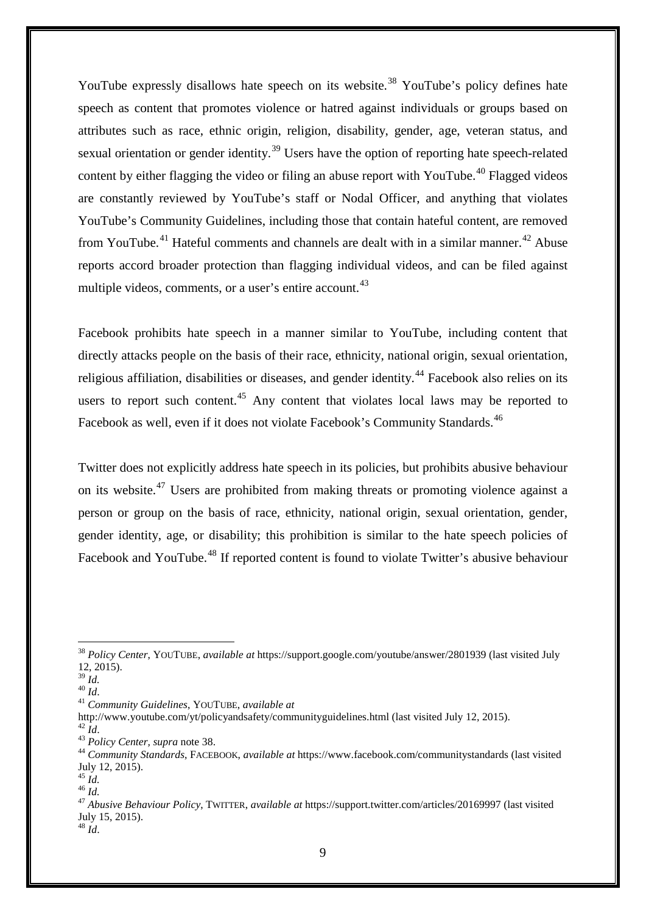YouTube expressly disallows hate speech on its website.[38] YouTube's policy defines hate speech as content that promotes violence or hatred against individuals or groups based on attributes such as race, ethnic origin, religion, disability, gender, age, veteran status, and sexual orientation or gender identity.[39] Users have the option of reporting hate speech-related content by either flagging the video or filing an abuse report with YouTube.[40] Flagged videos are constantly reviewed by YouTube's staff or Nodal Officer, and anything that violates YouTube's Community Guidelines, including those that contain hateful content, are removed from YouTube.[41] Hateful comments and channels are dealt with in a similar manner.[42] Abuse reports accord broader protection than flagging individual videos, and can be filed against multiple videos, comments, or a user's entire account.[43]

Facebook prohibits hate speech in a manner similar to YouTube, including content that directly attacks people on the basis of their race, ethnicity, national origin, sexual orientation, religious affiliation, disabilities or diseases, and gender identity.[44] Facebook also relies on its users to report such content.[45] Any content that violates local laws may be reported to Facebook as well, even if it does not violate Facebook's Community Standards.[46]

Twitter does not explicitly address hate speech in its policies, but prohibits abusive behaviour on its website.[47] Users are prohibited from making threats or promoting violence against a person or group on the basis of race, ethnicity, national origin, sexual orientation, gender, gender identity, age, or disability; this prohibition is similar to the hate speech policies of Facebook and YouTube.[48] If reported content is found to violate Twitter's abusive behaviour

---

[38] *Policy Center,* YOUTUBE, *available at* https://support.google.com/youtube/answer/2801939 (last visited July 12, 2015).

[39] *Id.*

[40] *Id*.

[41] *Community Guidelines*, YOUTUBE, *available at* http://www.youtube.com/yt/policyandsafety/communityguidelines.html (last visited July 12, 2015).

[42] *Id*.

[43] *Policy Center, supra* note 38.

[44] *Community Standards*, FACEBOOK, *available at* https://www.facebook.com/communitystandards (last visited July 12, 2015).

[45] *Id.*

[46] *Id.*

[47] *Abusive Behaviour Policy*, TWITTER, *available at* https://support.twitter.com/articles/20169997 (last visited July 15, 2015).

[48] *Id*.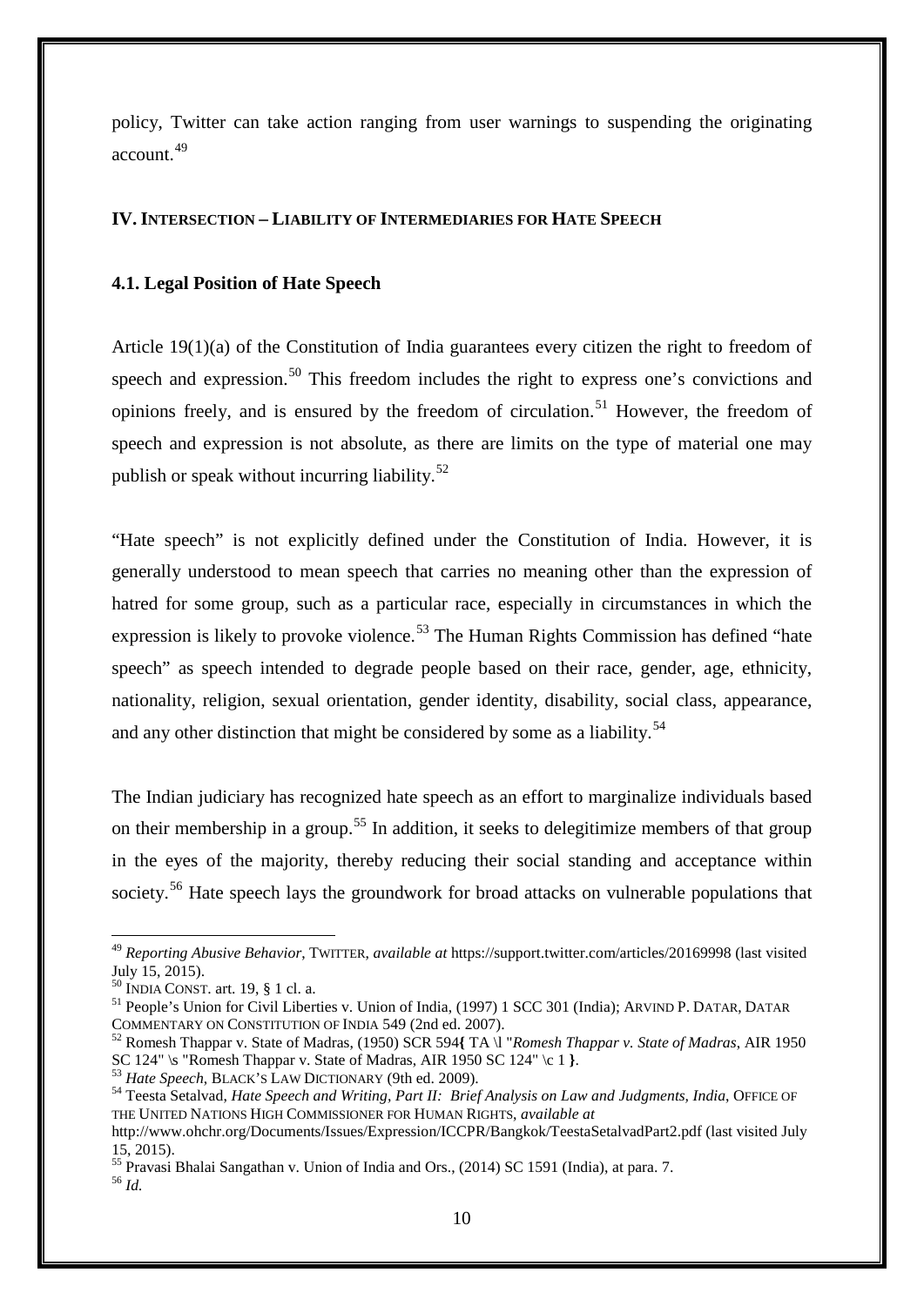policy, Twitter can take action ranging from user warnings to suspending the originating account.[49]

## IV. INTERSECTION – LIABILITY OF INTERMEDIARIES FOR HATE SPEECH

### 4.1. Legal Position of Hate Speech

Article 19(1)(a) of the Constitution of India guarantees every citizen the right to freedom of speech and expression.[50] This freedom includes the right to express one's convictions and opinions freely, and is ensured by the freedom of circulation.[51] However, the freedom of speech and expression is not absolute, as there are limits on the type of material one may publish or speak without incurring liability.[52]

"Hate speech" is not explicitly defined under the Constitution of India. However, it is generally understood to mean speech that carries no meaning other than the expression of hatred for some group, such as a particular race, especially in circumstances in which the expression is likely to provoke violence.[53] The Human Rights Commission has defined "hate speech" as speech intended to degrade people based on their race, gender, age, ethnicity, nationality, religion, sexual orientation, gender identity, disability, social class, appearance, and any other distinction that might be considered by some as a liability.[54]

The Indian judiciary has recognized hate speech as an effort to marginalize individuals based on their membership in a group.[55] In addition, it seeks to delegitimize members of that group in the eyes of the majority, thereby reducing their social standing and acceptance within society.[56] Hate speech lays the groundwork for broad attacks on vulnerable populations that

---

[49] *Reporting Abusive Behavior*, TWITTER, *available at* https://support.twitter.com/articles/20169998 (last visited July 15, 2015).

[50] INDIA CONST. art. 19, § 1 cl. a.

[51] People's Union for Civil Liberties v. Union of India, (1997) 1 SCC 301 (India); ARVIND P. DATAR, DATAR COMMENTARY ON CONSTITUTION OF INDIA 549 (2nd ed. 2007).

[52] Romesh Thappar v. State of Madras, (1950) SCR 594{ TA \l "*Romesh Thappar v. State of Madras*, AIR 1950 SC 124" \s "Romesh Thappar v. State of Madras, AIR 1950 SC 124" \c 1 }.

[53] *Hate Speech*, BLACK'S LAW DICTIONARY (9th ed. 2009).

[54] Teesta Setalvad, *Hate Speech and Writing, Part II: Brief Analysis on Law and Judgments, India*, OFFICE OF THE UNITED NATIONS HIGH COMMISSIONER FOR HUMAN RIGHTS, *available at* http://www.ohchr.org/Documents/Issues/Expression/ICCPR/Bangkok/TeestaSetalvadPart2.pdf (last visited July 15, 2015).

[55] Pravasi Bhalai Sangathan v. Union of India and Ors., (2014) SC 1591 (India), at para. 7.

[56] *Id.*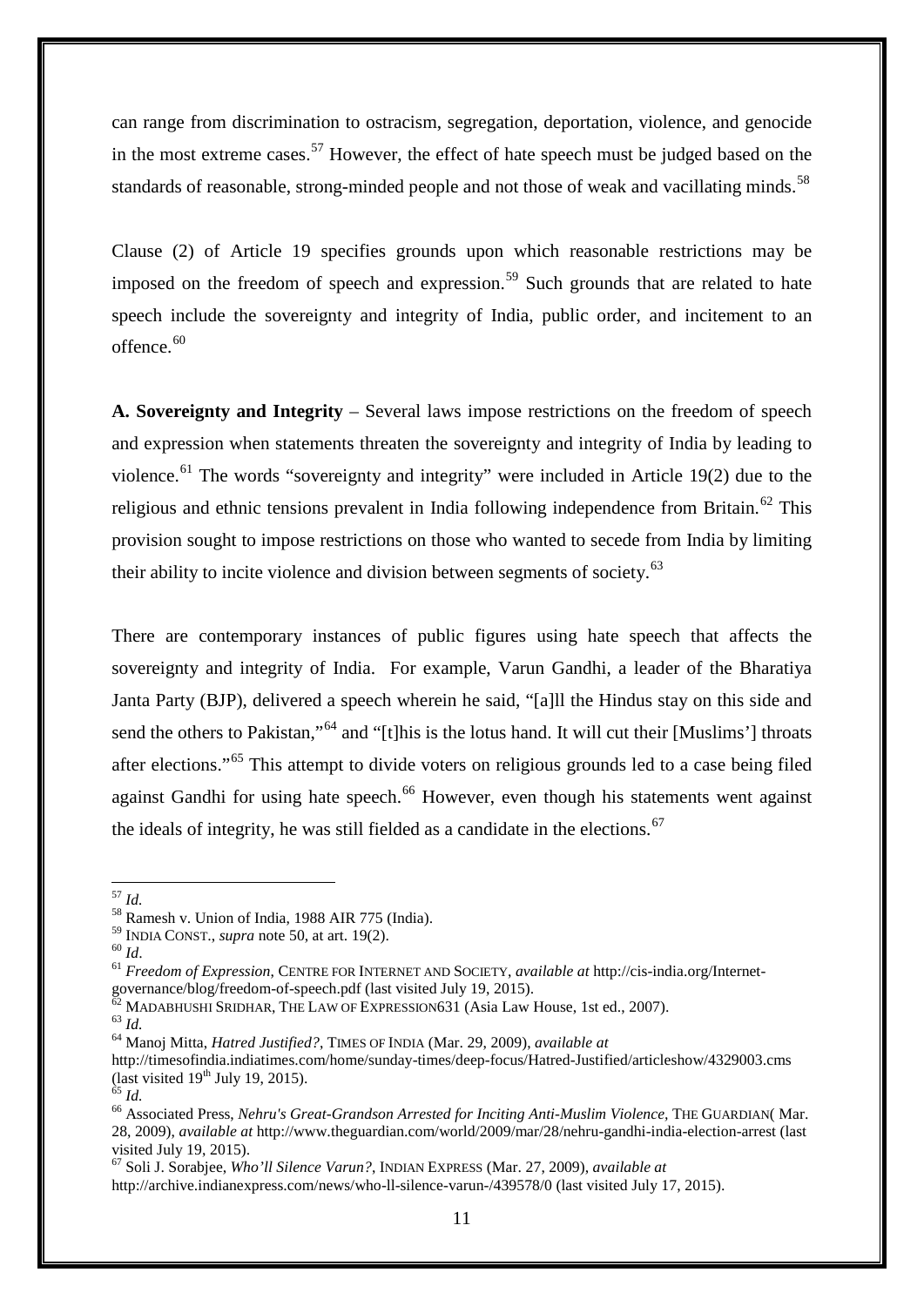can range from discrimination to ostracism, segregation, deportation, violence, and genocide in the most extreme cases.[57] However, the effect of hate speech must be judged based on the standards of reasonable, strong-minded people and not those of weak and vacillating minds.[58]

Clause (2) of Article 19 specifies grounds upon which reasonable restrictions may be imposed on the freedom of speech and expression.[59] Such grounds that are related to hate speech include the sovereignty and integrity of India, public order, and incitement to an offence.[60]

**A. Sovereignty and Integrity** – Several laws impose restrictions on the freedom of speech and expression when statements threaten the sovereignty and integrity of India by leading to violence.[61] The words "sovereignty and integrity" were included in Article 19(2) due to the religious and ethnic tensions prevalent in India following independence from Britain.[62] This provision sought to impose restrictions on those who wanted to secede from India by limiting their ability to incite violence and division between segments of society.[63]

There are contemporary instances of public figures using hate speech that affects the sovereignty and integrity of India. For example, Varun Gandhi, a leader of the Bharatiya Janta Party (BJP), delivered a speech wherein he said, "[a]ll the Hindus stay on this side and send the others to Pakistan,"[64] and "[t]his is the lotus hand. It will cut their [Muslims'] throats after elections."[65] This attempt to divide voters on religious grounds led to a case being filed against Gandhi for using hate speech.[66] However, even though his statements went against the ideals of integrity, he was still fielded as a candidate in the elections.[67]

---

[57] *Id.*

[58] Ramesh v. Union of India, 1988 AIR 775 (India).

[59] INDIA CONST., *supra* note 50, at art. 19(2).

[60] *Id*.

[61] *Freedom of Expression*, CENTRE FOR INTERNET AND SOCIETY, *available at* http://cis-india.org/Internet-governance/blog/freedom-of-speech.pdf (last visited July 19, 2015).

[62] MADABHUSHI SRIDHAR, THE LAW OF EXPRESSION631 (Asia Law House, 1st ed., 2007).

[63] *Id.*

[64] Manoj Mitta, *Hatred Justified?*, TIMES OF INDIA (Mar. 29, 2009), *available at* http://timesofindia.indiatimes.com/home/sunday-times/deep-focus/Hatred-Justified/articleshow/4329003.cms (last visited 19th July 19, 2015).

[65] *Id.*

[66] Associated Press, *Nehru's Great-Grandson Arrested for Inciting Anti-Muslim Violence*, THE GUARDIAN( Mar. 28, 2009), *available at* http://www.theguardian.com/world/2009/mar/28/nehru-gandhi-india-election-arrest (last visited July 19, 2015).

[67] Soli J. Sorabjee, *Who'll Silence Varun?*, INDIAN EXPRESS (Mar. 27, 2009), *available at* http://archive.indianexpress.com/news/who-ll-silence-varun-/439578/0 (last visited July 17, 2015).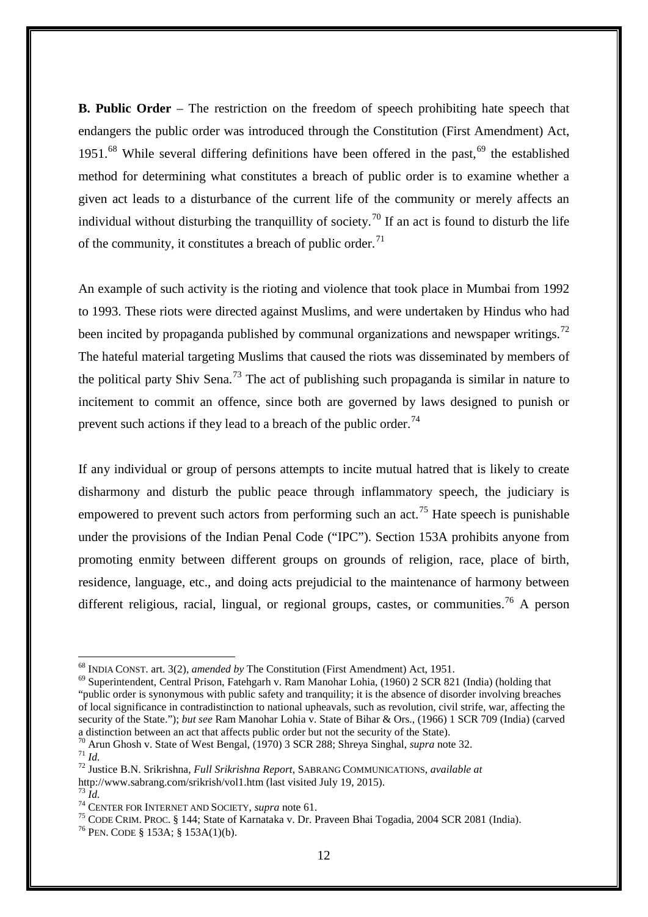**B. Public Order** – The restriction on the freedom of speech prohibiting hate speech that endangers the public order was introduced through the Constitution (First Amendment) Act, 1951.[68] While several differing definitions have been offered in the past,[69] the established method for determining what constitutes a breach of public order is to examine whether a given act leads to a disturbance of the current life of the community or merely affects an individual without disturbing the tranquillity of society.[70] If an act is found to disturb the life of the community, it constitutes a breach of public order.[71]

An example of such activity is the rioting and violence that took place in Mumbai from 1992 to 1993. These riots were directed against Muslims, and were undertaken by Hindus who had been incited by propaganda published by communal organizations and newspaper writings.[72] The hateful material targeting Muslims that caused the riots was disseminated by members of the political party Shiv Sena.[73] The act of publishing such propaganda is similar in nature to incitement to commit an offence, since both are governed by laws designed to punish or prevent such actions if they lead to a breach of the public order.[74]

If any individual or group of persons attempts to incite mutual hatred that is likely to create disharmony and disturb the public peace through inflammatory speech, the judiciary is empowered to prevent such actors from performing such an act.[75] Hate speech is punishable under the provisions of the Indian Penal Code ("IPC"). Section 153A prohibits anyone from promoting enmity between different groups on grounds of religion, race, place of birth, residence, language, etc., and doing acts prejudicial to the maintenance of harmony between different religious, racial, lingual, or regional groups, castes, or communities.[76] A person

---

[68] INDIA CONST. art. 3(2), *amended by* The Constitution (First Amendment) Act, 1951.

[69] Superintendent, Central Prison, Fatehgarh v. Ram Manohar Lohia, (1960) 2 SCR 821 (India) (holding that "public order is synonymous with public safety and tranquility; it is the absence of disorder involving breaches of local significance in contradistinction to national upheavals, such as revolution, civil strife, war, affecting the security of the State."); *but see* Ram Manohar Lohia v. State of Bihar & Ors., (1966) 1 SCR 709 (India) (carved a distinction between an act that affects public order but not the security of the State).

[70] Arun Ghosh v. State of West Bengal, (1970) 3 SCR 288; Shreya Singhal, *supra* note 32.

[71] *Id.*

[72] Justice B.N. Srikrishna, *Full Srikrishna Report*, SABRANG COMMUNICATIONS, *available at* http://www.sabrang.com/srikrish/vol1.htm (last visited July 19, 2015).

[73] *Id.*

[74] CENTER FOR INTERNET AND SOCIETY, *supra* note 61.

[75] CODE CRIM. PROC. § 144; State of Karnataka v. Dr. Praveen Bhai Togadia, 2004 SCR 2081 (India).

[76] PEN. CODE § 153A; § 153A(1)(b).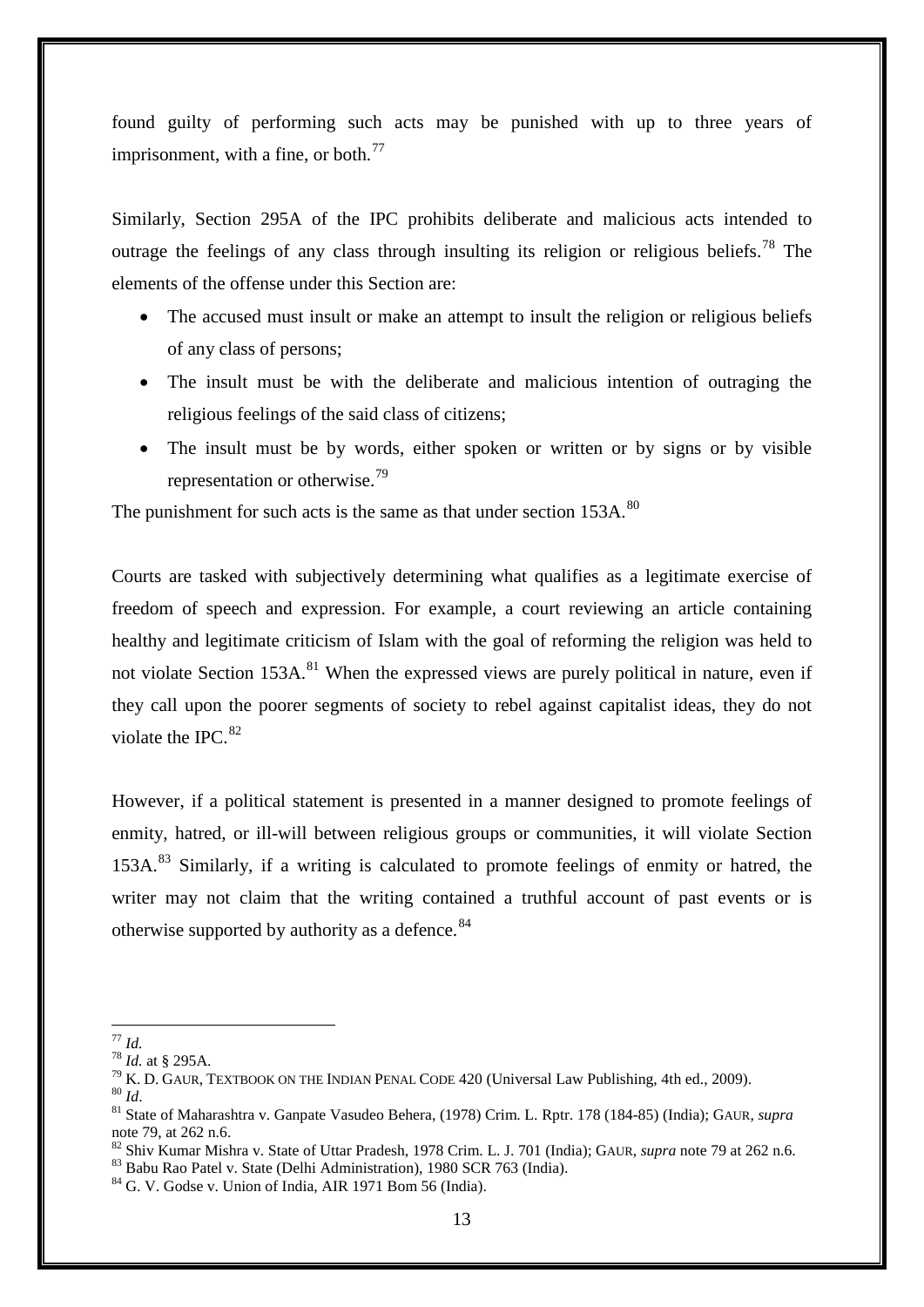found guilty of performing such acts may be punished with up to three years of imprisonment, with a fine, or both.[77]

Similarly, Section 295A of the IPC prohibits deliberate and malicious acts intended to outrage the feelings of any class through insulting its religion or religious beliefs.[78] The elements of the offense under this Section are:

- The accused must insult or make an attempt to insult the religion or religious beliefs of any class of persons;
- The insult must be with the deliberate and malicious intention of outraging the religious feelings of the said class of citizens;
- The insult must be by words, either spoken or written or by signs or by visible representation or otherwise.[79]

The punishment for such acts is the same as that under section 153A.[80]

Courts are tasked with subjectively determining what qualifies as a legitimate exercise of freedom of speech and expression. For example, a court reviewing an article containing healthy and legitimate criticism of Islam with the goal of reforming the religion was held to not violate Section 153A.[81] When the expressed views are purely political in nature, even if they call upon the poorer segments of society to rebel against capitalist ideas, they do not violate the IPC.[82]

However, if a political statement is presented in a manner designed to promote feelings of enmity, hatred, or ill-will between religious groups or communities, it will violate Section 153A.[83] Similarly, if a writing is calculated to promote feelings of enmity or hatred, the writer may not claim that the writing contained a truthful account of past events or is otherwise supported by authority as a defence.[84]

---

[77] *Id.*

[78] *Id.* at § 295A.

[79] K. D. GAUR, TEXTBOOK ON THE INDIAN PENAL CODE 420 (Universal Law Publishing, 4th ed., 2009).

[80] *Id*.

[81] State of Maharashtra v. Ganpate Vasudeo Behera, (1978) Crim. L. Rptr. 178 (184-85) (India); GAUR, *supra* note 79, at 262 n.6.

[82] Shiv Kumar Mishra v. State of Uttar Pradesh, 1978 Crim. L. J. 701 (India); GAUR, *supra* note 79 at 262 n.6.

[83] Babu Rao Patel v. State (Delhi Administration), 1980 SCR 763 (India).

[84] G. V. Godse v. Union of India, AIR 1971 Bom 56 (India).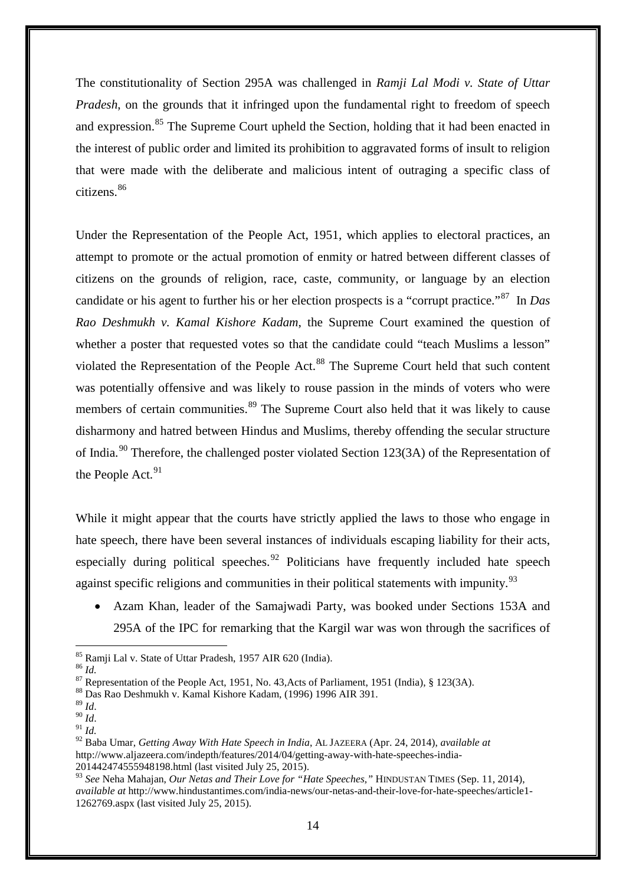The constitutionality of Section 295A was challenged in *Ramji Lal Modi v. State of Uttar Pradesh*, on the grounds that it infringed upon the fundamental right to freedom of speech and expression.[85] The Supreme Court upheld the Section, holding that it had been enacted in the interest of public order and limited its prohibition to aggravated forms of insult to religion that were made with the deliberate and malicious intent of outraging a specific class of citizens.[86]

Under the Representation of the People Act, 1951, which applies to electoral practices, an attempt to promote or the actual promotion of enmity or hatred between different classes of citizens on the grounds of religion, race, caste, community, or language by an election candidate or his agent to further his or her election prospects is a "corrupt practice."[87] In *Das Rao Deshmukh v. Kamal Kishore Kadam*, the Supreme Court examined the question of whether a poster that requested votes so that the candidate could "teach Muslims a lesson" violated the Representation of the People Act.[88] The Supreme Court held that such content was potentially offensive and was likely to rouse passion in the minds of voters who were members of certain communities.[89] The Supreme Court also held that it was likely to cause disharmony and hatred between Hindus and Muslims, thereby offending the secular structure of India.[90] Therefore, the challenged poster violated Section 123(3A) of the Representation of the People Act.[91]

While it might appear that the courts have strictly applied the laws to those who engage in hate speech, there have been several instances of individuals escaping liability for their acts, especially during political speeches.[92] Politicians have frequently included hate speech against specific religions and communities in their political statements with impunity.[93]

- Azam Khan, leader of the Samajwadi Party, was booked under Sections 153A and 295A of the IPC for remarking that the Kargil war was won through the sacrifices of

---

[85] Ramji Lal v. State of Uttar Pradesh, 1957 AIR 620 (India).

[86] *Id.*

[87] Representation of the People Act, 1951, No. 43,Acts of Parliament, 1951 (India), § 123(3A).

[88] Das Rao Deshmukh v. Kamal Kishore Kadam, (1996) 1996 AIR 391.

[89] *Id*.

[90] *Id*.

[91] *Id.*

[92] Baba Umar, *Getting Away With Hate Speech in India*, AL JAZEERA (Apr. 24, 2014), *available at* http://www.aljazeera.com/indepth/features/2014/04/getting-away-with-hate-speeches-india-201442474555948198.html (last visited July 25, 2015).

[93] *See* Neha Mahajan, *Our Netas and Their Love for "Hate Speeches,"* HINDUSTAN TIMES (Sep. 11, 2014), *available at* http://www.hindustantimes.com/india-news/our-netas-and-their-love-for-hate-speeches/article1-1262769.aspx (last visited July 25, 2015).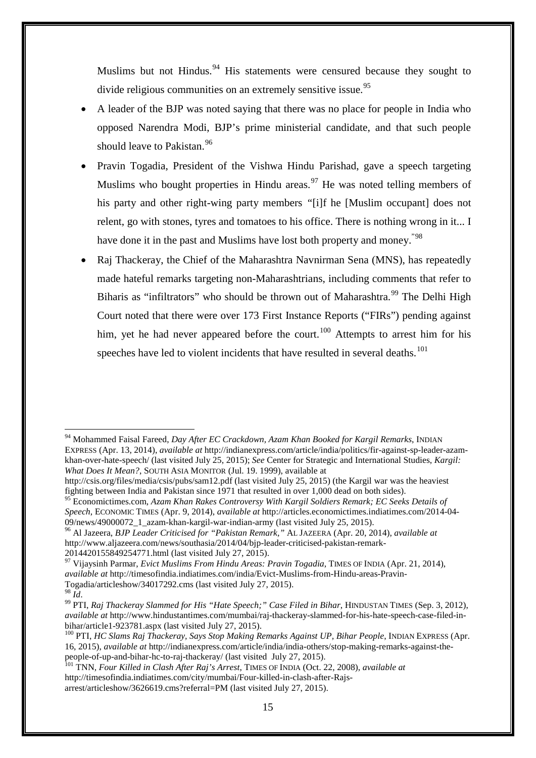Muslims but not Hindus.[94] His statements were censured because they sought to divide religious communities on an extremely sensitive issue.[95]

- A leader of the BJP was noted saying that there was no place for people in India who opposed Narendra Modi, BJP's prime ministerial candidate, and that such people should leave to Pakistan.[96]
- Pravin Togadia, President of the Vishwa Hindu Parishad, gave a speech targeting Muslims who bought properties in Hindu areas.[97] He was noted telling members of his party and other right-wing party members "[i]f he [Muslim occupant] does not relent, go with stones, tyres and tomatoes to his office. There is nothing wrong in it... I have done it in the past and Muslims have lost both property and money."[98]
- Raj Thackeray, the Chief of the Maharashtra Navnirman Sena (MNS), has repeatedly made hateful remarks targeting non-Maharashtrians, including comments that refer to Biharis as "infiltrators" who should be thrown out of Maharashtra.[99] The Delhi High Court noted that there were over 173 First Instance Reports ("FIRs") pending against him, yet he had never appeared before the court.[100] Attempts to arrest him for his speeches have led to violent incidents that have resulted in several deaths.[101]

---

[94] Mohammed Faisal Fareed, *Day After EC Crackdown, Azam Khan Booked for Kargil Remarks*, INDIAN EXPRESS (Apr. 13, 2014), *available at* http://indianexpress.com/article/india/politics/fir-against-sp-leader-azam-khan-over-hate-speech/ (last visited July 25, 2015); *See* Center for Strategic and International Studies, *Kargil: What Does It Mean?*, SOUTH ASIA MONITOR (Jul. 19. 1999), available at http://csis.org/files/media/csis/pubs/sam12.pdf (last visited July 25, 2015) (the Kargil war was the heaviest fighting between India and Pakistan since 1971 that resulted in over 1,000 dead on both sides).

[95] Economictimes.com, *Azam Khan Rakes Controversy With Kargil Soldiers Remark; EC Seeks Details of Speech*, ECONOMIC TIMES (Apr. 9, 2014), *available at* http://articles.economictimes.indiatimes.com/2014-04-09/news/49000072_1_azam-khan-kargil-war-indian-army (last visited July 25, 2015).

[96] Al Jazeera, *BJP Leader Criticised for "Pakistan Remark,"* AL JAZEERA (Apr. 20, 2014), *available at* http://www.aljazeera.com/news/southasia/2014/04/bjp-leader-criticised-pakistan-remark-2014420155849254771.html (last visited July 27, 2015).

[97] Vijaysinh Parmar, *Evict Muslims From Hindu Areas: Pravin Togadia*, TIMES OF INDIA (Apr. 21, 2014), *available at* http://timesofindia.indiatimes.com/india/Evict-Muslims-from-Hindu-areas-Pravin-Togadia/articleshow/34017292.cms (last visited July 27, 2015).

[98] *Id*.

[99] PTI, *Raj Thackeray Slammed for His "Hate Speech;" Case Filed in Bihar*, HINDUSTAN TIMES (Sep. 3, 2012), *available at* http://www.hindustantimes.com/mumbai/raj-thackeray-slammed-for-his-hate-speech-case-filed-in-bihar/article1-923781.aspx (last visited July 27, 2015).

[100] PTI, *HC Slams Raj Thackeray, Says Stop Making Remarks Against UP, Bihar People*, INDIAN EXPRESS (Apr. 16, 2015), *available at* http://indianexpress.com/article/india/india-others/stop-making-remarks-against-the-people-of-up-and-bihar-hc-to-raj-thackeray/ (last visited July 27, 2015).

[101] TNN, *Four Killed in Clash After Raj's Arrest*, TIMES OF INDIA (Oct. 22, 2008), *available at* http://timesofindia.indiatimes.com/city/mumbai/Four-killed-in-clash-after-Rajs-arrest/articleshow/3626619.cms?referral=PM (last visited July 27, 2015).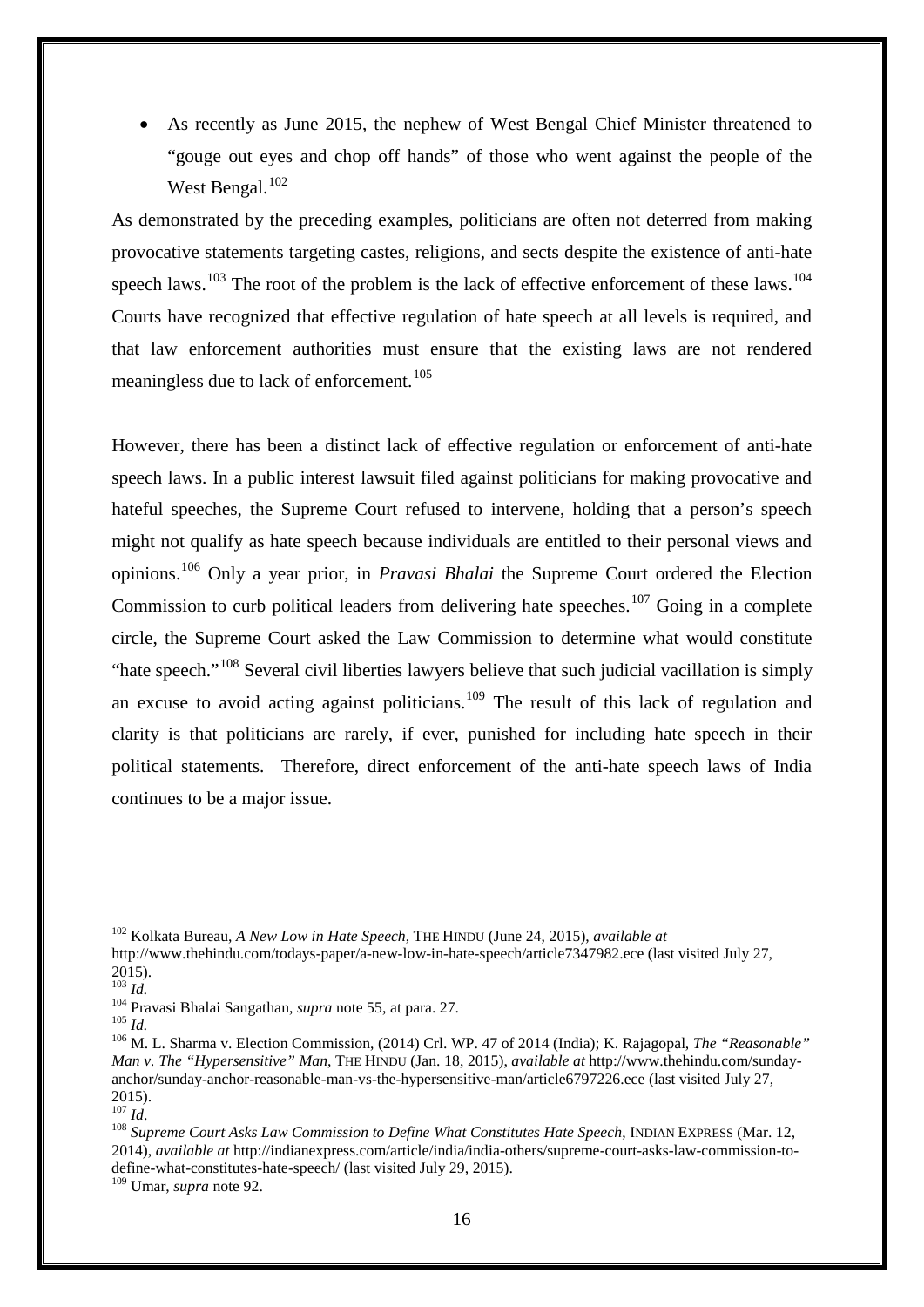- As recently as June 2015, the nephew of West Bengal Chief Minister threatened to "gouge out eyes and chop off hands" of those who went against the people of the West Bengal.[102]

As demonstrated by the preceding examples, politicians are often not deterred from making provocative statements targeting castes, religions, and sects despite the existence of anti-hate speech laws.[103] The root of the problem is the lack of effective enforcement of these laws.[104] Courts have recognized that effective regulation of hate speech at all levels is required, and that law enforcement authorities must ensure that the existing laws are not rendered meaningless due to lack of enforcement.[105]

However, there has been a distinct lack of effective regulation or enforcement of anti-hate speech laws. In a public interest lawsuit filed against politicians for making provocative and hateful speeches, the Supreme Court refused to intervene, holding that a person's speech might not qualify as hate speech because individuals are entitled to their personal views and opinions.[106] Only a year prior, in *Pravasi Bhalai* the Supreme Court ordered the Election Commission to curb political leaders from delivering hate speeches.[107] Going in a complete circle, the Supreme Court asked the Law Commission to determine what would constitute "hate speech."[108] Several civil liberties lawyers believe that such judicial vacillation is simply an excuse to avoid acting against politicians.[109] The result of this lack of regulation and clarity is that politicians are rarely, if ever, punished for including hate speech in their political statements. Therefore, direct enforcement of the anti-hate speech laws of India continues to be a major issue.

---

[102] Kolkata Bureau, *A New Low in Hate Speech*, THE HINDU (June 24, 2015), *available at* http://www.thehindu.com/todays-paper/a-new-low-in-hate-speech/article7347982.ece (last visited July 27, 2015).

[103] *Id.*

[104] Pravasi Bhalai Sangathan, *supra* note 55, at para. 27.

[105] *Id.*

[106] M. L. Sharma v. Election Commission, (2014) Crl. WP. 47 of 2014 (India); K. Rajagopal, *The "Reasonable" Man v. The "Hypersensitive" Man*, THE HINDU (Jan. 18, 2015), *available at* http://www.thehindu.com/sunday-anchor/sunday-anchor-reasonable-man-vs-the-hypersensitive-man/article6797226.ece (last visited July 27, 2015).

[107] *Id*.

[108] *Supreme Court Asks Law Commission to Define What Constitutes Hate Speech*, INDIAN EXPRESS (Mar. 12, 2014), *available at* http://indianexpress.com/article/india/india-others/supreme-court-asks-law-commission-to-define-what-constitutes-hate-speech/ (last visited July 29, 2015).

[109] Umar, *supra* note 92.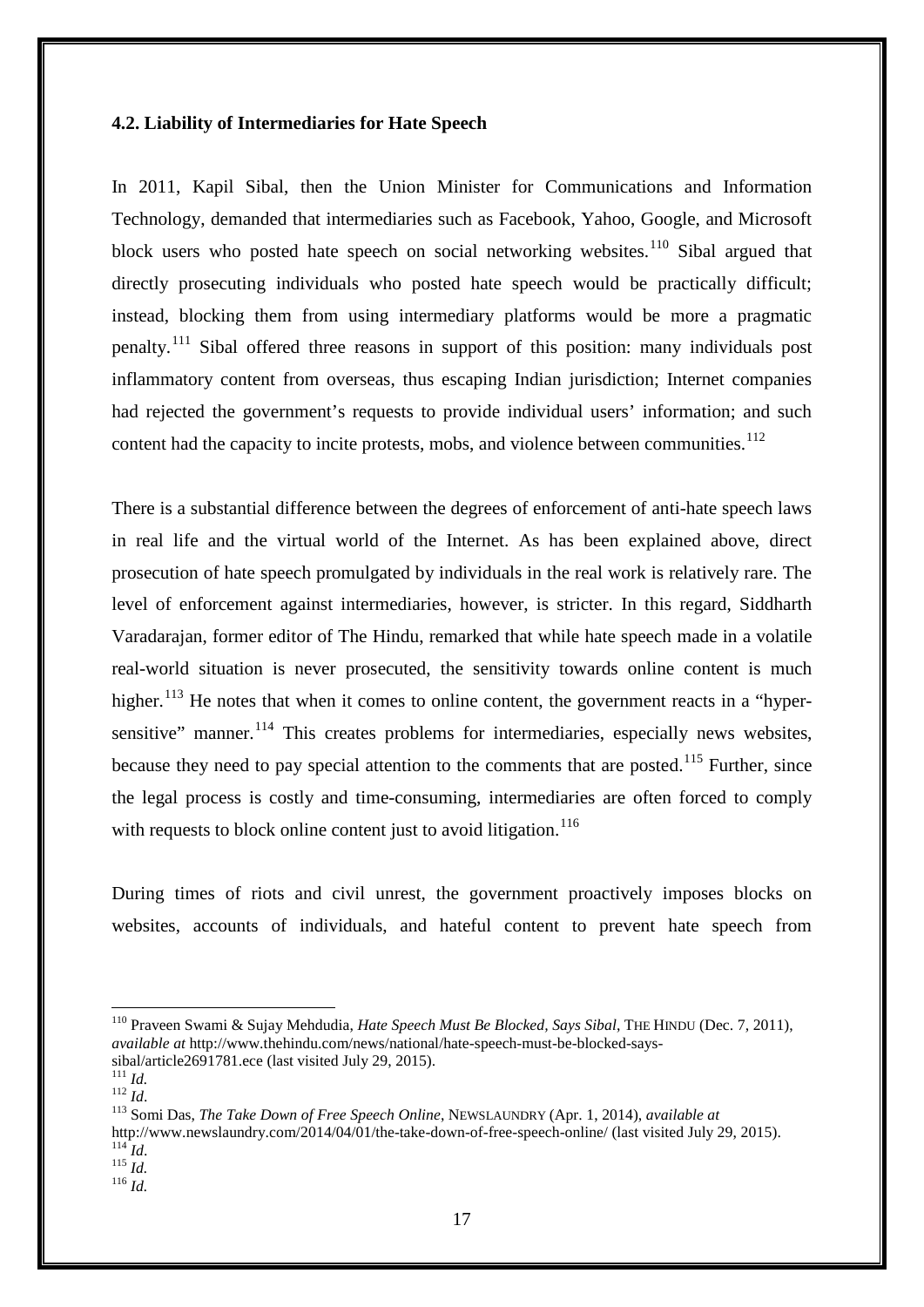### 4.2. Liability of Intermediaries for Hate Speech

In 2011, Kapil Sibal, then the Union Minister for Communications and Information Technology, demanded that intermediaries such as Facebook, Yahoo, Google, and Microsoft block users who posted hate speech on social networking websites.[110] Sibal argued that directly prosecuting individuals who posted hate speech would be practically difficult; instead, blocking them from using intermediary platforms would be more a pragmatic penalty.[111] Sibal offered three reasons in support of this position: many individuals post inflammatory content from overseas, thus escaping Indian jurisdiction; Internet companies had rejected the government's requests to provide individual users' information; and such content had the capacity to incite protests, mobs, and violence between communities.[112]

There is a substantial difference between the degrees of enforcement of anti-hate speech laws in real life and the virtual world of the Internet. As has been explained above, direct prosecution of hate speech promulgated by individuals in the real work is relatively rare. The level of enforcement against intermediaries, however, is stricter. In this regard, Siddharth Varadarajan, former editor of The Hindu, remarked that while hate speech made in a volatile real-world situation is never prosecuted, the sensitivity towards online content is much higher.[113] He notes that when it comes to online content, the government reacts in a "hyper-sensitive" manner.[114] This creates problems for intermediaries, especially news websites, because they need to pay special attention to the comments that are posted.[115] Further, since the legal process is costly and time-consuming, intermediaries are often forced to comply with requests to block online content just to avoid litigation.[116]

During times of riots and civil unrest, the government proactively imposes blocks on websites, accounts of individuals, and hateful content to prevent hate speech from

---

[110] Praveen Swami & Sujay Mehdudia, *Hate Speech Must Be Blocked, Says Sibal*, THE HINDU (Dec. 7, 2011), *available at* http://www.thehindu.com/news/national/hate-speech-must-be-blocked-says-sibal/article2691781.ece (last visited July 29, 2015).

[111] *Id.*

[112] *Id*.

[113] Somi Das, *The Take Down of Free Speech Online*, NEWSLAUNDRY (Apr. 1, 2014), *available at* http://www.newslaundry.com/2014/04/01/the-take-down-of-free-speech-online/ (last visited July 29, 2015).

[114] *Id*.

[115] *Id.*

[116] *Id.*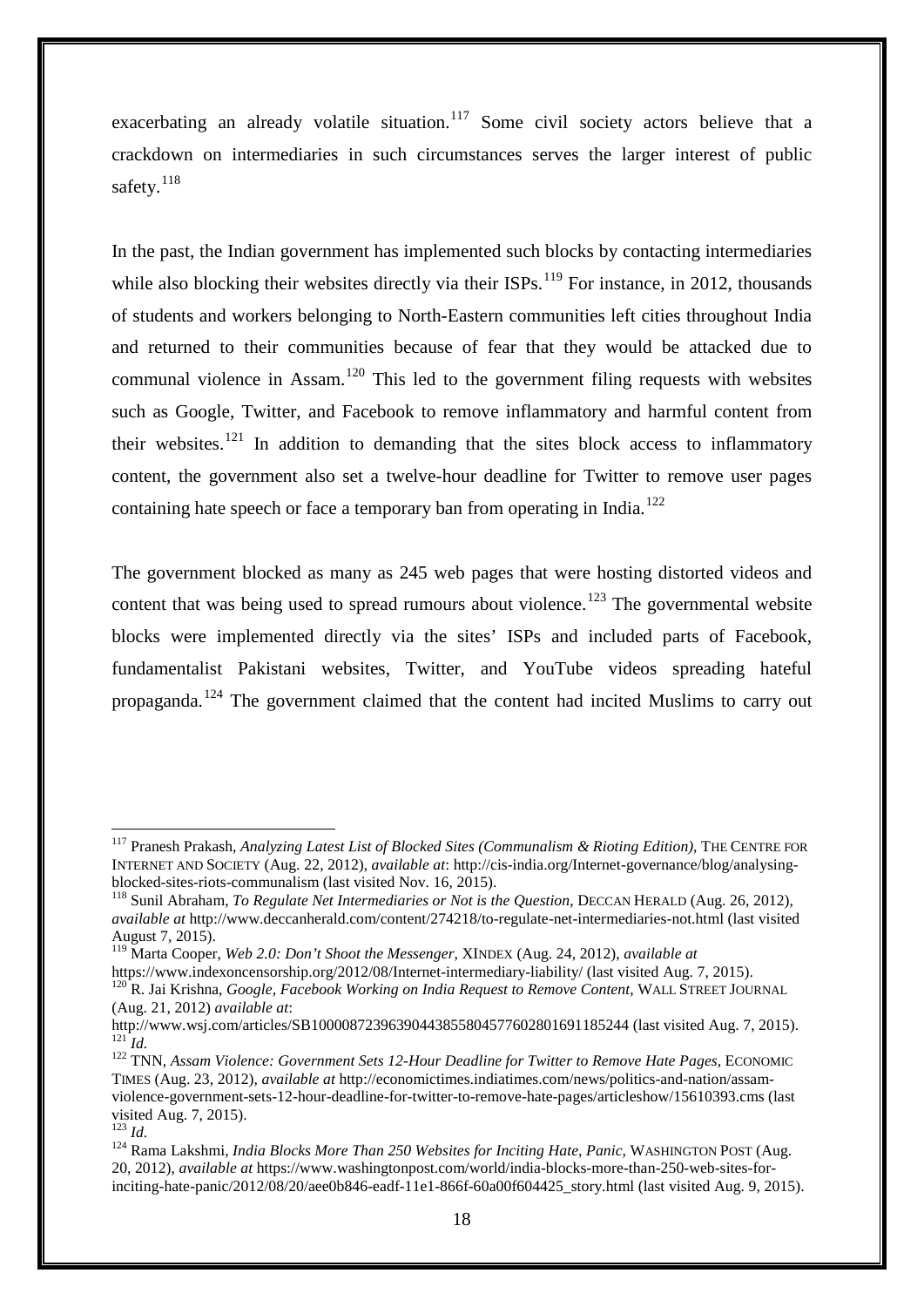exacerbating an already volatile situation.[117] Some civil society actors believe that a crackdown on intermediaries in such circumstances serves the larger interest of public safety.[118]

In the past, the Indian government has implemented such blocks by contacting intermediaries while also blocking their websites directly via their ISPs.[119] For instance, in 2012, thousands of students and workers belonging to North-Eastern communities left cities throughout India and returned to their communities because of fear that they would be attacked due to communal violence in Assam.[120] This led to the government filing requests with websites such as Google, Twitter, and Facebook to remove inflammatory and harmful content from their websites.[121] In addition to demanding that the sites block access to inflammatory content, the government also set a twelve-hour deadline for Twitter to remove user pages containing hate speech or face a temporary ban from operating in India.[122]

The government blocked as many as 245 web pages that were hosting distorted videos and content that was being used to spread rumours about violence.[123] The governmental website blocks were implemented directly via the sites' ISPs and included parts of Facebook, fundamentalist Pakistani websites, Twitter, and YouTube videos spreading hateful propaganda.[124] The government claimed that the content had incited Muslims to carry out

---

[117] Pranesh Prakash, *Analyzing Latest List of Blocked Sites (Communalism & Rioting Edition)*, THE CENTRE FOR INTERNET AND SOCIETY (Aug. 22, 2012), *available at*: http://cis-india.org/Internet-governance/blog/analysing-blocked-sites-riots-communalism (last visited Nov. 16, 2015).

[118] Sunil Abraham, *To Regulate Net Intermediaries or Not is the Question*, DECCAN HERALD (Aug. 26, 2012), *available at* http://www.deccanherald.com/content/274218/to-regulate-net-intermediaries-not.html (last visited August 7, 2015).

[119] Marta Cooper, *Web 2.0: Don't Shoot the Messenger*, XINDEX (Aug. 24, 2012), *available at* https://www.indexoncensorship.org/2012/08/Internet-intermediary-liability/ (last visited Aug. 7, 2015).

[120] R. Jai Krishna, *Google, Facebook Working on India Request to Remove Content*, WALL STREET JOURNAL (Aug. 21, 2012) *available at*: http://www.wsj.com/articles/SB10000872396390443855804577602801691185244 (last visited Aug. 7, 2015).

[121] *Id.*

[122] TNN, *Assam Violence: Government Sets 12-Hour Deadline for Twitter to Remove Hate Pages*, ECONOMIC TIMES (Aug. 23, 2012), *available at* http://economictimes.indiatimes.com/news/politics-and-nation/assam-violence-government-sets-12-hour-deadline-for-twitter-to-remove-hate-pages/articleshow/15610393.cms (last visited Aug. 7, 2015).

[123] *Id.*

[124] Rama Lakshmi, *India Blocks More Than 250 Websites for Inciting Hate, Panic*, WASHINGTON POST (Aug. 20, 2012), *available at* https://www.washingtonpost.com/world/india-blocks-more-than-250-web-sites-for-inciting-hate-panic/2012/08/20/aee0b846-eadf-11e1-866f-60a00f604425_story.html (last visited Aug. 9, 2015).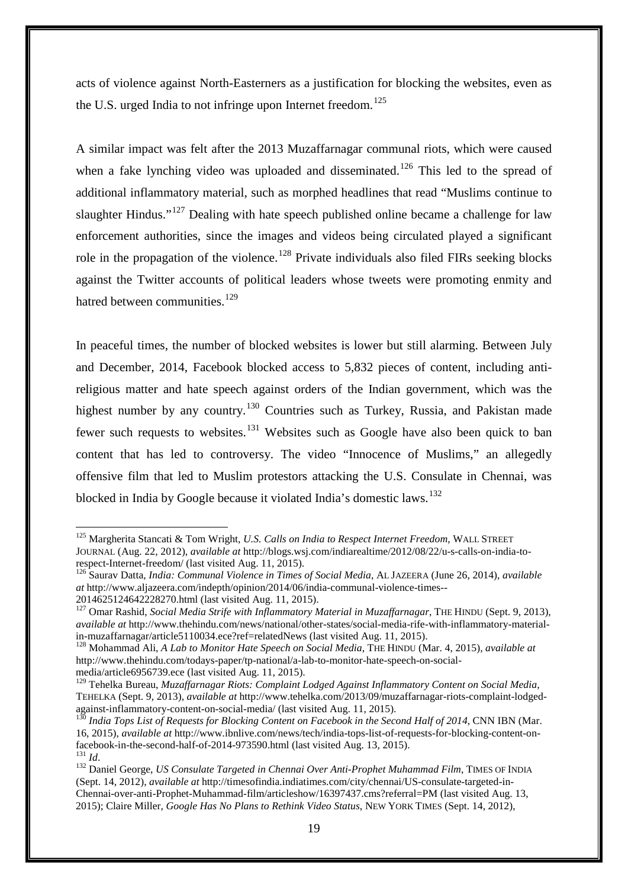acts of violence against North-Easterners as a justification for blocking the websites, even as the U.S. urged India to not infringe upon Internet freedom.[125]

A similar impact was felt after the 2013 Muzaffarnagar communal riots, which were caused when a fake lynching video was uploaded and disseminated.[126] This led to the spread of additional inflammatory material, such as morphed headlines that read "Muslims continue to slaughter Hindus."[127] Dealing with hate speech published online became a challenge for law enforcement authorities, since the images and videos being circulated played a significant role in the propagation of the violence.[128] Private individuals also filed FIRs seeking blocks against the Twitter accounts of political leaders whose tweets were promoting enmity and hatred between communities.[129]

In peaceful times, the number of blocked websites is lower but still alarming. Between July and December, 2014, Facebook blocked access to 5,832 pieces of content, including anti-religious matter and hate speech against orders of the Indian government, which was the highest number by any country.[130] Countries such as Turkey, Russia, and Pakistan made fewer such requests to websites.[131] Websites such as Google have also been quick to ban content that has led to controversy. The video "Innocence of Muslims," an allegedly offensive film that led to Muslim protestors attacking the U.S. Consulate in Chennai, was blocked in India by Google because it violated India's domestic laws.[132]

---

[125] Margherita Stancati & Tom Wright, *U.S. Calls on India to Respect Internet Freedom*, WALL STREET JOURNAL (Aug. 22, 2012), *available at* http://blogs.wsj.com/indiarealtime/2012/08/22/u-s-calls-on-india-to-respect-Internet-freedom/ (last visited Aug. 11, 2015).

[126] Saurav Datta, *India: Communal Violence in Times of Social Media*, AL JAZEERA (June 26, 2014), *available at* http://www.aljazeera.com/indepth/opinion/2014/06/india-communal-violence-times--2014625124642228270.html (last visited Aug. 11, 2015).

[127] Omar Rashid, *Social Media Strife with Inflammatory Material in Muzaffarnagar*, THE HINDU (Sept. 9, 2013), *available at* http://www.thehindu.com/news/national/other-states/social-media-rife-with-inflammatory-material-in-muzaffarnagar/article5110034.ece?ref=relatedNews (last visited Aug. 11, 2015).

[128] Mohammad Ali, *A Lab to Monitor Hate Speech on Social Media*, THE HINDU (Mar. 4, 2015), *available at* http://www.thehindu.com/todays-paper/tp-national/a-lab-to-monitor-hate-speech-on-social-media/article6956739.ece (last visited Aug. 11, 2015).

[129] Tehelka Bureau, *Muzaffarnagar Riots: Complaint Lodged Against Inflammatory Content on Social Media*, TEHELKA (Sept. 9, 2013), *available at* http://www.tehelka.com/2013/09/muzaffarnagar-riots-complaint-lodged-against-inflammatory-content-on-social-media/ (last visited Aug. 11, 2015).

[130] *India Tops List of Requests for Blocking Content on Facebook in the Second Half of 2014*, CNN IBN (Mar. 16, 2015), *available at* http://www.ibnlive.com/news/tech/india-tops-list-of-requests-for-blocking-content-on-facebook-in-the-second-half-of-2014-973590.html (last visited Aug. 13, 2015).

[131] *Id*.

[132] Daniel George, *US Consulate Targeted in Chennai Over Anti-Prophet Muhammad Film*, TIMES OF INDIA (Sept. 14, 2012), *available at* http://timesofindia.indiatimes.com/city/chennai/US-consulate-targeted-in-Chennai-over-anti-Prophet-Muhammad-film/articleshow/16397437.cms?referral=PM (last visited Aug. 13, 2015); Claire Miller, *Google Has No Plans to Rethink Video Status*, NEW YORK TIMES (Sept. 14, 2012),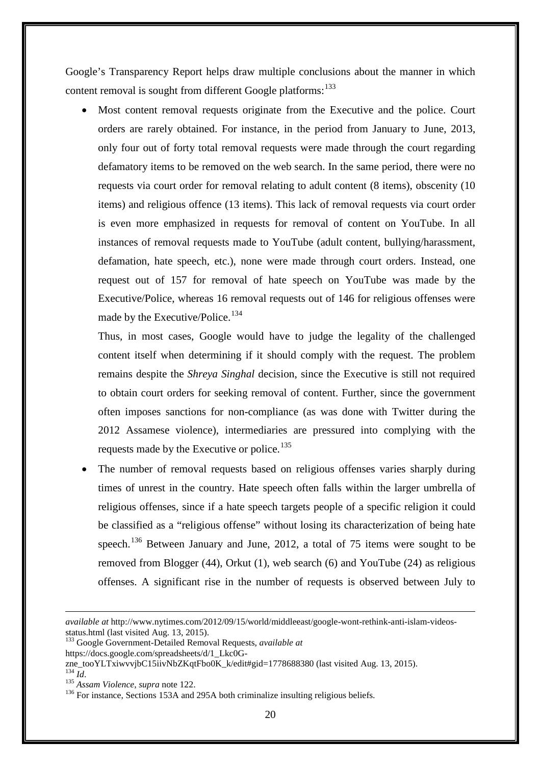Google's Transparency Report helps draw multiple conclusions about the manner in which content removal is sought from different Google platforms:[133]

- Most content removal requests originate from the Executive and the police. Court orders are rarely obtained. For instance, in the period from January to June, 2013, only four out of forty total removal requests were made through the court regarding defamatory items to be removed on the web search. In the same period, there were no requests via court order for removal relating to adult content (8 items), obscenity (10 items) and religious offence (13 items). This lack of removal requests via court order is even more emphasized in requests for removal of content on YouTube. In all instances of removal requests made to YouTube (adult content, bullying/harassment, defamation, hate speech, etc.), none were made through court orders. Instead, one request out of 157 for removal of hate speech on YouTube was made by the Executive/Police, whereas 16 removal requests out of 146 for religious offenses were made by the Executive/Police.[134]

  Thus, in most cases, Google would have to judge the legality of the challenged content itself when determining if it should comply with the request. The problem remains despite the *Shreya Singhal* decision, since the Executive is still not required to obtain court orders for seeking removal of content. Further, since the government often imposes sanctions for non-compliance (as was done with Twitter during the 2012 Assamese violence), intermediaries are pressured into complying with the requests made by the Executive or police.[135]

- The number of removal requests based on religious offenses varies sharply during times of unrest in the country. Hate speech often falls within the larger umbrella of religious offenses, since if a hate speech targets people of a specific religion it could be classified as a "religious offense" without losing its characterization of being hate speech.[136] Between January and June, 2012, a total of 75 items were sought to be removed from Blogger (44), Orkut (1), web search (6) and YouTube (24) as religious offenses. A significant rise in the number of requests is observed between July to

---

*available at* http://www.nytimes.com/2012/09/15/world/middleeast/google-wont-rethink-anti-islam-videos-status.html (last visited Aug. 13, 2015).

[133] Google Government-Detailed Removal Requests, *available at* https://docs.google.com/spreadsheets/d/1_Lkc0G-zne_tooYLTxiwvvjbC15iivNbZKqtFbo0K_k/edit#gid=1778688380 (last visited Aug. 13, 2015).

[134] *Id*.

[135] *Assam Violence*, *supra* note 122.

[136] For instance, Sections 153A and 295A both criminalize insulting religious beliefs.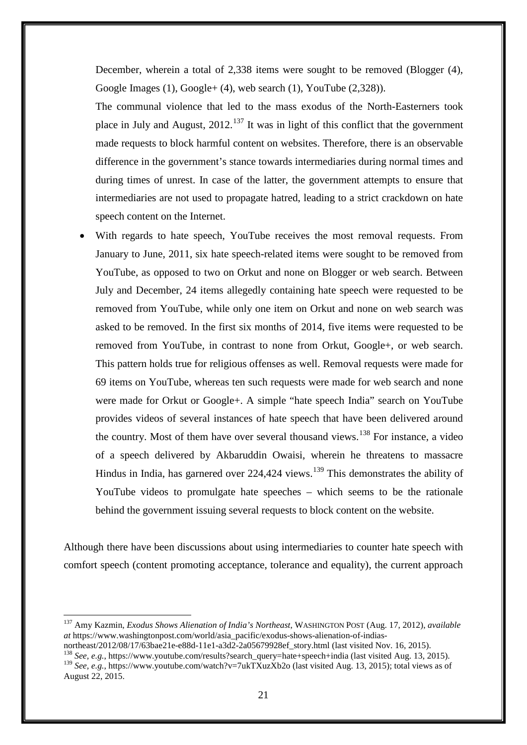December, wherein a total of 2,338 items were sought to be removed (Blogger (4), Google Images (1), Google+ (4), web search (1), YouTube (2,328)).

The communal violence that led to the mass exodus of the North-Easterners took place in July and August, 2012.[137] It was in light of this conflict that the government made requests to block harmful content on websites. Therefore, there is an observable difference in the government's stance towards intermediaries during normal times and during times of unrest. In case of the latter, the government attempts to ensure that intermediaries are not used to propagate hatred, leading to a strict crackdown on hate speech content on the Internet.

- With regards to hate speech, YouTube receives the most removal requests. From January to June, 2011, six hate speech-related items were sought to be removed from YouTube, as opposed to two on Orkut and none on Blogger or web search. Between July and December, 24 items allegedly containing hate speech were requested to be removed from YouTube, while only one item on Orkut and none on web search was asked to be removed. In the first six months of 2014, five items were requested to be removed from YouTube, in contrast to none from Orkut, Google+, or web search. This pattern holds true for religious offenses as well. Removal requests were made for 69 items on YouTube, whereas ten such requests were made for web search and none were made for Orkut or Google+. A simple "hate speech India" search on YouTube provides videos of several instances of hate speech that have been delivered around the country. Most of them have over several thousand views.[138] For instance, a video of a speech delivered by Akbaruddin Owaisi, wherein he threatens to massacre Hindus in India, has garnered over 224,424 views.[139] This demonstrates the ability of YouTube videos to promulgate hate speeches – which seems to be the rationale behind the government issuing several requests to block content on the website.

Although there have been discussions about using intermediaries to counter hate speech with comfort speech (content promoting acceptance, tolerance and equality), the current approach

---

[137] Amy Kazmin, *Exodus Shows Alienation of India's Northeast*, WASHINGTON POST (Aug. 17, 2012), *available at* https://www.washingtonpost.com/world/asia_pacific/exodus-shows-alienation-of-indias-northeast/2012/08/17/63bae21e-e88d-11e1-a3d2-2a05679928ef_story.html (last visited Nov. 16, 2015).

[138] *See, e.g.*, https://www.youtube.com/results?search_query=hate+speech+india (last visited Aug. 13, 2015).

[139] *See, e.g.*, https://www.youtube.com/watch?v=7ukTXuzXb2o (last visited Aug. 13, 2015); total views as of August 22, 2015.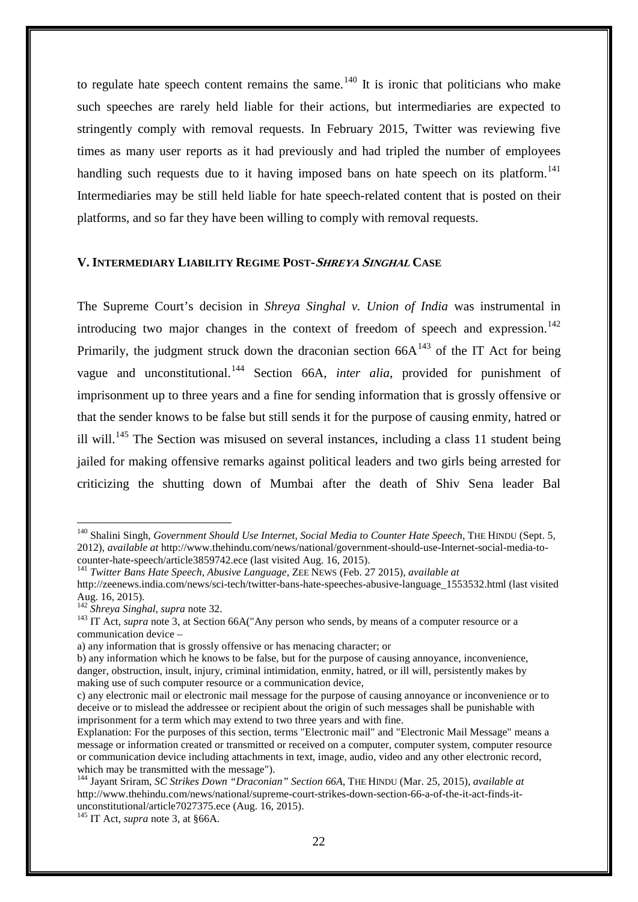to regulate hate speech content remains the same.[140] It is ironic that politicians who make such speeches are rarely held liable for their actions, but intermediaries are expected to stringently comply with removal requests. In February 2015, Twitter was reviewing five times as many user reports as it had previously and had tripled the number of employees handling such requests due to it having imposed bans on hate speech on its platform.[141] Intermediaries may be still held liable for hate speech-related content that is posted on their platforms, and so far they have been willing to comply with removal requests.

## V. INTERMEDIARY LIABILITY REGIME POST-*SHREYA SINGHAL* CASE

The Supreme Court's decision in *Shreya Singhal v. Union of India* was instrumental in introducing two major changes in the context of freedom of speech and expression.[142] Primarily, the judgment struck down the draconian section 66A[143] of the IT Act for being vague and unconstitutional.[144] Section 66A, *inter alia*, provided for punishment of imprisonment up to three years and a fine for sending information that is grossly offensive or that the sender knows to be false but still sends it for the purpose of causing enmity, hatred or ill will.[145] The Section was misused on several instances, including a class 11 student being jailed for making offensive remarks against political leaders and two girls being arrested for criticizing the shutting down of Mumbai after the death of Shiv Sena leader Bal

---

[140] Shalini Singh, *Government Should Use Internet, Social Media to Counter Hate Speech*, THE HINDU (Sept. 5, 2012), *available at* http://www.thehindu.com/news/national/government-should-use-Internet-social-media-to-counter-hate-speech/article3859742.ece (last visited Aug. 16, 2015).

[141] *Twitter Bans Hate Speech, Abusive Language*, ZEE NEWS (Feb. 27 2015), *available at* http://zeenews.india.com/news/sci-tech/twitter-bans-hate-speeches-abusive-language_1553532.html (last visited Aug. 16, 2015).

[142] *Shreya Singhal*, *supra* note 32.

[143] IT Act, *supra* note 3, at Section 66A("Any person who sends, by means of a computer resource or a communication device –

a) any information that is grossly offensive or has menacing character; or

b) any information which he knows to be false, but for the purpose of causing annoyance, inconvenience, danger, obstruction, insult, injury, criminal intimidation, enmity, hatred, or ill will, persistently makes by making use of such computer resource or a communication device,

c) any electronic mail or electronic mail message for the purpose of causing annoyance or inconvenience or to deceive or to mislead the addressee or recipient about the origin of such messages shall be punishable with imprisonment for a term which may extend to two three years and with fine.

Explanation: For the purposes of this section, terms "Electronic mail" and "Electronic Mail Message" means a message or information created or transmitted or received on a computer, computer system, computer resource or communication device including attachments in text, image, audio, video and any other electronic record, which may be transmitted with the message").

[144] Jayant Sriram, *SC Strikes Down "Draconian" Section 66A*, THE HINDU (Mar. 25, 2015), *available at* http://www.thehindu.com/news/national/supreme-court-strikes-down-section-66-a-of-the-it-act-finds-it-unconstitutional/article7027375.ece (Aug. 16, 2015).

[145] IT Act, *supra* note 3, at §66A.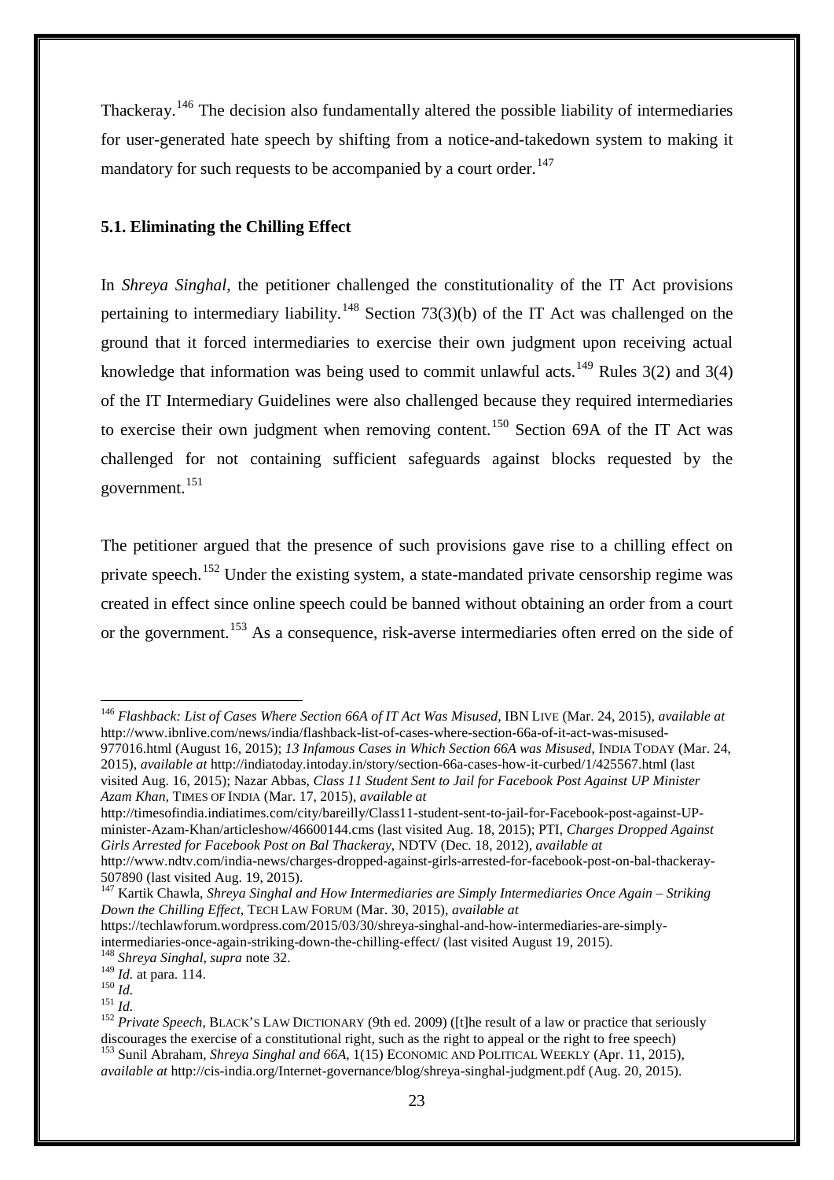Thackeray.[146] The decision also fundamentally altered the possible liability of intermediaries for user-generated hate speech by shifting from a notice-and-takedown system to making it mandatory for such requests to be accompanied by a court order.[147]

### 5.1. Eliminating the Chilling Effect

In *Shreya Singhal*, the petitioner challenged the constitutionality of the IT Act provisions pertaining to intermediary liability.[148] Section 73(3)(b) of the IT Act was challenged on the ground that it forced intermediaries to exercise their own judgment upon receiving actual knowledge that information was being used to commit unlawful acts.[149] Rules 3(2) and 3(4) of the IT Intermediary Guidelines were also challenged because they required intermediaries to exercise their own judgment when removing content.[150] Section 69A of the IT Act was challenged for not containing sufficient safeguards against blocks requested by the government.[151]

The petitioner argued that the presence of such provisions gave rise to a chilling effect on private speech.[152] Under the existing system, a state-mandated private censorship regime was created in effect since online speech could be banned without obtaining an order from a court or the government.[153] As a consequence, risk-averse intermediaries often erred on the side of

---

[146] *Flashback: List of Cases Where Section 66A of IT Act Was Misused*, IBN LIVE (Mar. 24, 2015), *available at* http://www.ibnlive.com/news/india/flashback-list-of-cases-where-section-66a-of-it-act-was-misused-977016.html (August 16, 2015); *13 Infamous Cases in Which Section 66A was Misused*, INDIA TODAY (Mar. 24, 2015), *available at* http://indiatoday.intoday.in/story/section-66a-cases-how-it-curbed/1/425567.html (last visited Aug. 16, 2015); Nazar Abbas, *Class 11 Student Sent to Jail for Facebook Post Against UP Minister Azam Khan*, TIMES OF INDIA (Mar. 17, 2015), *available at* http://timesofindia.indiatimes.com/city/bareilly/Class11-student-sent-to-jail-for-Facebook-post-against-UP-minister-Azam-Khan/articleshow/46600144.cms (last visited Aug. 18, 2015); PTI, *Charges Dropped Against Girls Arrested for Facebook Post on Bal Thackeray*, NDTV (Dec. 18, 2012), *available at* http://www.ndtv.com/india-news/charges-dropped-against-girls-arrested-for-facebook-post-on-bal-thackeray-507890 (last visited Aug. 19, 2015).

[147] Kartik Chawla, *Shreya Singhal and How Intermediaries are Simply Intermediaries Once Again – Striking Down the Chilling Effect*, TECH LAW FORUM (Mar. 30, 2015), *available at* https://techlawforum.wordpress.com/2015/03/30/shreya-singhal-and-how-intermediaries-are-simply-intermediaries-once-again-striking-down-the-chilling-effect/ (last visited August 19, 2015).

[148] *Shreya Singhal*, *supra* note 32.

[149] *Id.* at para. 114.

[150] *Id.*

[151] *Id.*

[152] *Private Speech*, BLACK'S LAW DICTIONARY (9th ed. 2009) ([t]he result of a law or practice that seriously discourages the exercise of a constitutional right, such as the right to appeal or the right to free speech)

[153] Sunil Abraham, *Shreya Singhal and 66A*, 1(15) ECONOMIC AND POLITICAL WEEKLY (Apr. 11, 2015), *available at* http://cis-india.org/Internet-governance/blog/shreya-singhal-judgment.pdf (Aug. 20, 2015).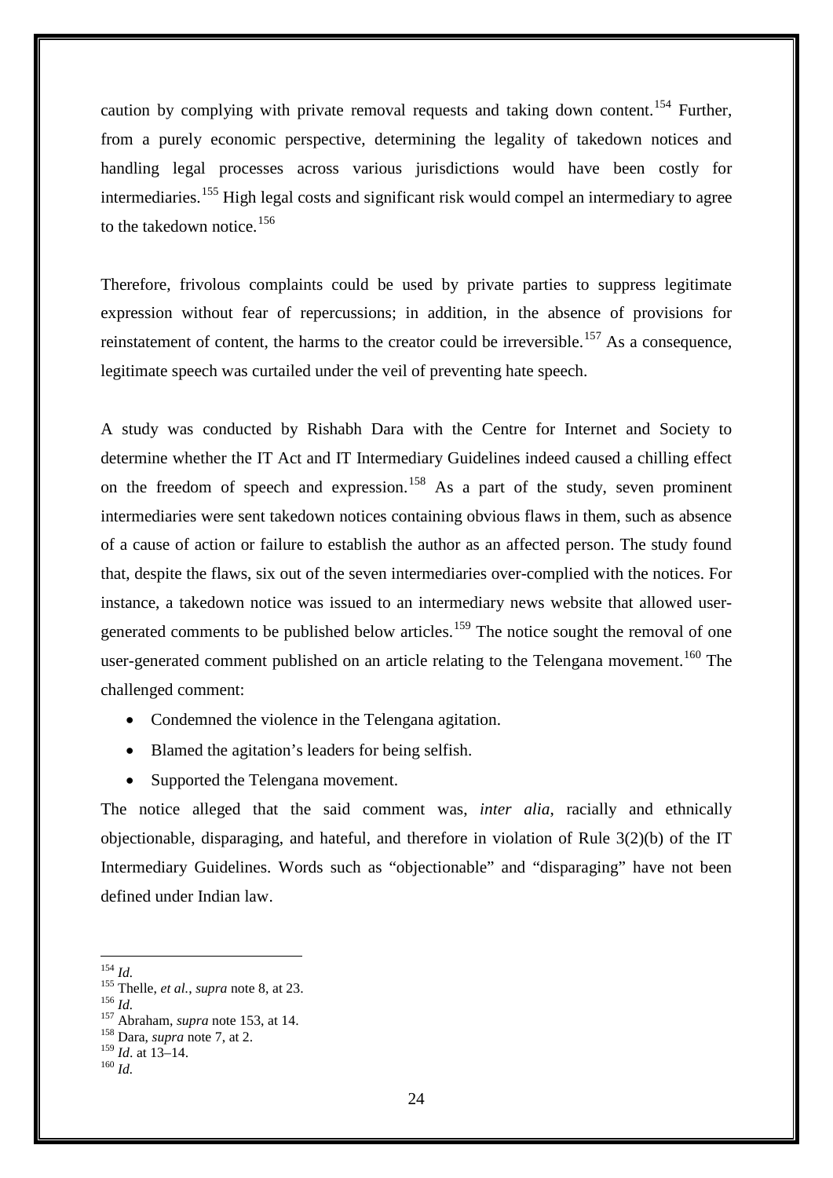caution by complying with private removal requests and taking down content.[154] Further, from a purely economic perspective, determining the legality of takedown notices and handling legal processes across various jurisdictions would have been costly for intermediaries.[155] High legal costs and significant risk would compel an intermediary to agree to the takedown notice.[156]

Therefore, frivolous complaints could be used by private parties to suppress legitimate expression without fear of repercussions; in addition, in the absence of provisions for reinstatement of content, the harms to the creator could be irreversible.[157] As a consequence, legitimate speech was curtailed under the veil of preventing hate speech.

A study was conducted by Rishabh Dara with the Centre for Internet and Society to determine whether the IT Act and IT Intermediary Guidelines indeed caused a chilling effect on the freedom of speech and expression.[158] As a part of the study, seven prominent intermediaries were sent takedown notices containing obvious flaws in them, such as absence of a cause of action or failure to establish the author as an affected person. The study found that, despite the flaws, six out of the seven intermediaries over-complied with the notices. For instance, a takedown notice was issued to an intermediary news website that allowed user-generated comments to be published below articles.[159] The notice sought the removal of one user-generated comment published on an article relating to the Telengana movement.[160] The challenged comment:

- Condemned the violence in the Telengana agitation.
- Blamed the agitation's leaders for being selfish.
- Supported the Telengana movement.

The notice alleged that the said comment was, *inter alia*, racially and ethnically objectionable, disparaging, and hateful, and therefore in violation of Rule 3(2)(b) of the IT Intermediary Guidelines. Words such as "objectionable" and "disparaging" have not been defined under Indian law.

---

[154] *Id.*
[155] Thelle, *et al.*, *supra* note 8, at 23.
[156] *Id.*
[157] Abraham, *supra* note 153, at 14.
[158] Dara, *supra* note 7, at 2.
[159] *Id.* at 13–14.
[160] *Id.*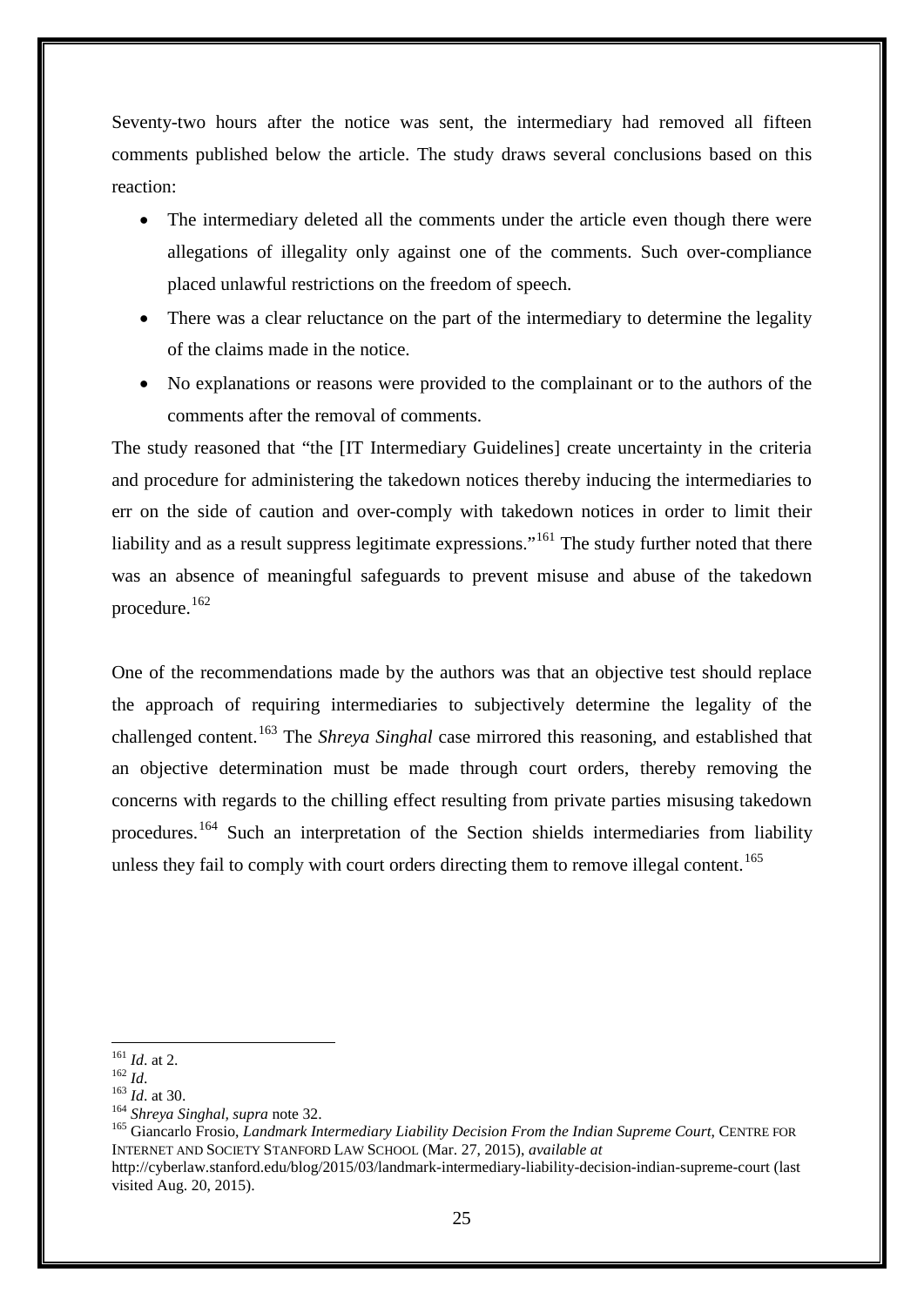Seventy-two hours after the notice was sent, the intermediary had removed all fifteen comments published below the article. The study draws several conclusions based on this reaction:

- The intermediary deleted all the comments under the article even though there were allegations of illegality only against one of the comments. Such over-compliance placed unlawful restrictions on the freedom of speech.
- There was a clear reluctance on the part of the intermediary to determine the legality of the claims made in the notice.
- No explanations or reasons were provided to the complainant or to the authors of the comments after the removal of comments.

The study reasoned that "the [IT Intermediary Guidelines] create uncertainty in the criteria and procedure for administering the takedown notices thereby inducing the intermediaries to err on the side of caution and over-comply with takedown notices in order to limit their liability and as a result suppress legitimate expressions."[161] The study further noted that there was an absence of meaningful safeguards to prevent misuse and abuse of the takedown procedure.[162]

One of the recommendations made by the authors was that an objective test should replace the approach of requiring intermediaries to subjectively determine the legality of the challenged content.[163] The *Shreya Singhal* case mirrored this reasoning, and established that an objective determination must be made through court orders, thereby removing the concerns with regards to the chilling effect resulting from private parties misusing takedown procedures.[164] Such an interpretation of the Section shields intermediaries from liability unless they fail to comply with court orders directing them to remove illegal content.[165]

---

[161] *Id*. at 2.

[162] *Id*.

[163] *Id*. at 30.

[164] *Shreya Singhal*, *supra* note 32.

[165] Giancarlo Frosio, *Landmark Intermediary Liability Decision From the Indian Supreme Court*, CENTRE FOR INTERNET AND SOCIETY STANFORD LAW SCHOOL (Mar. 27, 2015), *available at* http://cyberlaw.stanford.edu/blog/2015/03/landmark-intermediary-liability-decision-indian-supreme-court (last visited Aug. 20, 2015).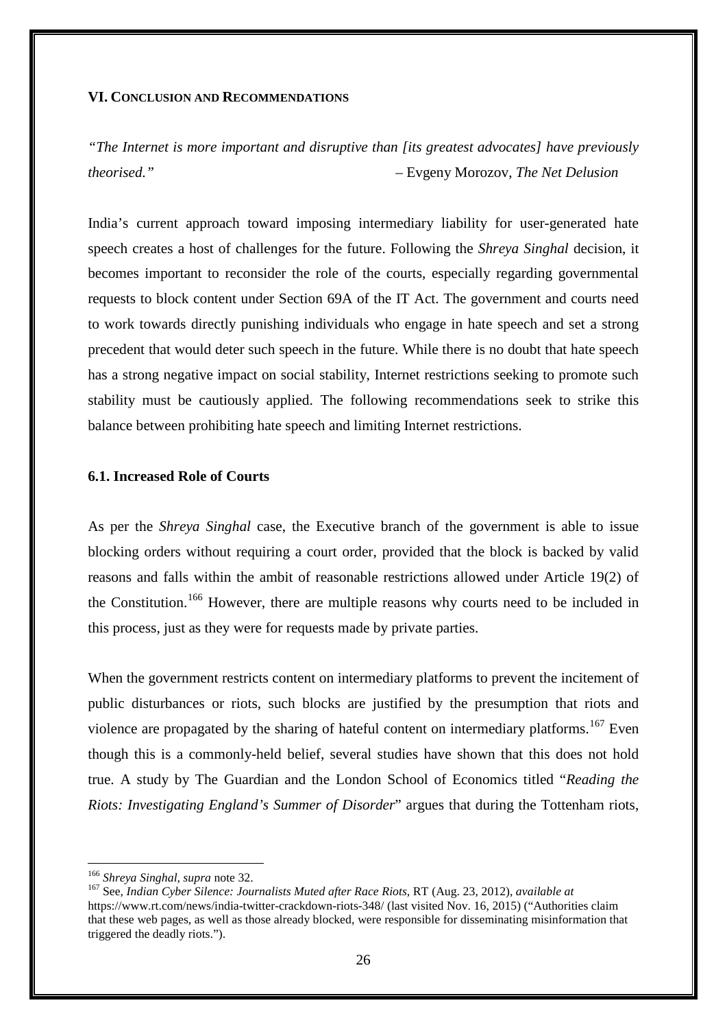## VI. Conclusion and Recommendations

*"The Internet is more important and disruptive than [its greatest advocates] have previously theorised."* – Evgeny Morozov, *The Net Delusion*

India's current approach toward imposing intermediary liability for user-generated hate speech creates a host of challenges for the future. Following the *Shreya Singhal* decision, it becomes important to reconsider the role of the courts, especially regarding governmental requests to block content under Section 69A of the IT Act. The government and courts need to work towards directly punishing individuals who engage in hate speech and set a strong precedent that would deter such speech in the future. While there is no doubt that hate speech has a strong negative impact on social stability, Internet restrictions seeking to promote such stability must be cautiously applied. The following recommendations seek to strike this balance between prohibiting hate speech and limiting Internet restrictions.

### 6.1. Increased Role of Courts

As per the *Shreya Singhal* case, the Executive branch of the government is able to issue blocking orders without requiring a court order, provided that the block is backed by valid reasons and falls within the ambit of reasonable restrictions allowed under Article 19(2) of the Constitution.[166] However, there are multiple reasons why courts need to be included in this process, just as they were for requests made by private parties.

When the government restricts content on intermediary platforms to prevent the incitement of public disturbances or riots, such blocks are justified by the presumption that riots and violence are propagated by the sharing of hateful content on intermediary platforms.[167] Even though this is a commonly-held belief, several studies have shown that this does not hold true. A study by The Guardian and the London School of Economics titled "*Reading the Riots: Investigating England's Summer of Disorder*" argues that during the Tottenham riots,

---

[166] *Shreya Singhal*, *supra* note 32.

[167] See, *Indian Cyber Silence: Journalists Muted after Race Riots*, RT (Aug. 23, 2012), *available at* https://www.rt.com/news/india-twitter-crackdown-riots-348/ (last visited Nov. 16, 2015) ("Authorities claim that these web pages, as well as those already blocked, were responsible for disseminating misinformation that triggered the deadly riots.").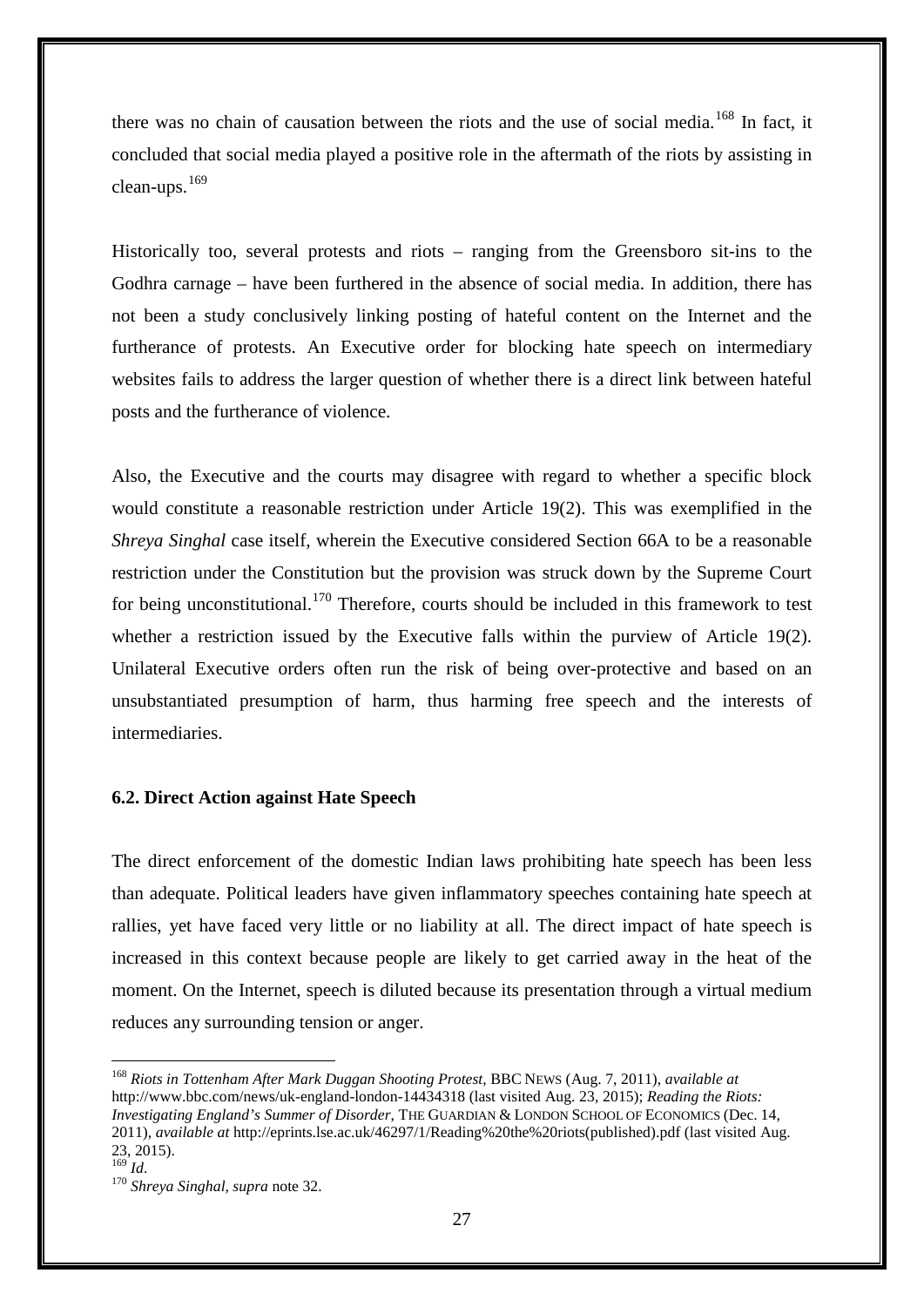there was no chain of causation between the riots and the use of social media.[168] In fact, it concluded that social media played a positive role in the aftermath of the riots by assisting in clean-ups.[169]

Historically too, several protests and riots – ranging from the Greensboro sit-ins to the Godhra carnage – have been furthered in the absence of social media. In addition, there has not been a study conclusively linking posting of hateful content on the Internet and the furtherance of protests. An Executive order for blocking hate speech on intermediary websites fails to address the larger question of whether there is a direct link between hateful posts and the furtherance of violence.

Also, the Executive and the courts may disagree with regard to whether a specific block would constitute a reasonable restriction under Article 19(2). This was exemplified in the *Shreya Singhal* case itself, wherein the Executive considered Section 66A to be a reasonable restriction under the Constitution but the provision was struck down by the Supreme Court for being unconstitutional.[170] Therefore, courts should be included in this framework to test whether a restriction issued by the Executive falls within the purview of Article 19(2). Unilateral Executive orders often run the risk of being over-protective and based on an unsubstantiated presumption of harm, thus harming free speech and the interests of intermediaries.

### 6.2. Direct Action against Hate Speech

The direct enforcement of the domestic Indian laws prohibiting hate speech has been less than adequate. Political leaders have given inflammatory speeches containing hate speech at rallies, yet have faced very little or no liability at all. The direct impact of hate speech is increased in this context because people are likely to get carried away in the heat of the moment. On the Internet, speech is diluted because its presentation through a virtual medium reduces any surrounding tension or anger.

---

[168] *Riots in Tottenham After Mark Duggan Shooting Protest*, BBC NEWS (Aug. 7, 2011), *available at* http://www.bbc.com/news/uk-england-london-14434318 (last visited Aug. 23, 2015); *Reading the Riots: Investigating England's Summer of Disorder*, THE GUARDIAN & LONDON SCHOOL OF ECONOMICS (Dec. 14, 2011), *available at* http://eprints.lse.ac.uk/46297/1/Reading%20the%20riots(published).pdf (last visited Aug. 23, 2015).

[169] *Id*.

[170] *Shreya Singhal*, *supra* note 32.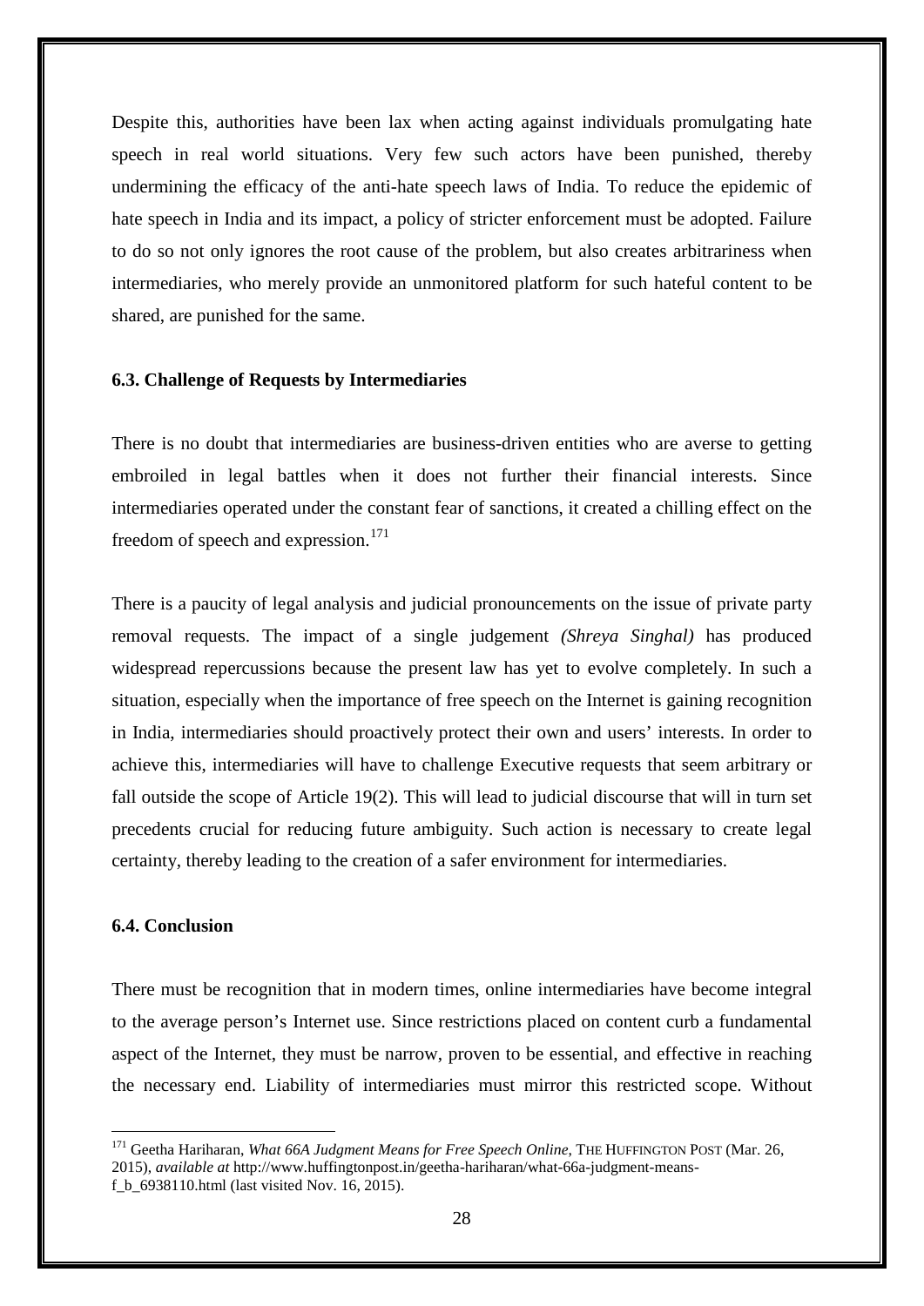Despite this, authorities have been lax when acting against individuals promulgating hate speech in real world situations. Very few such actors have been punished, thereby undermining the efficacy of the anti-hate speech laws of India. To reduce the epidemic of hate speech in India and its impact, a policy of stricter enforcement must be adopted. Failure to do so not only ignores the root cause of the problem, but also creates arbitrariness when intermediaries, who merely provide an unmonitored platform for such hateful content to be shared, are punished for the same.

### 6.3. Challenge of Requests by Intermediaries

There is no doubt that intermediaries are business-driven entities who are averse to getting embroiled in legal battles when it does not further their financial interests. Since intermediaries operated under the constant fear of sanctions, it created a chilling effect on the freedom of speech and expression.[171]

There is a paucity of legal analysis and judicial pronouncements on the issue of private party removal requests. The impact of a single judgement *(Shreya Singhal)* has produced widespread repercussions because the present law has yet to evolve completely. In such a situation, especially when the importance of free speech on the Internet is gaining recognition in India, intermediaries should proactively protect their own and users' interests. In order to achieve this, intermediaries will have to challenge Executive requests that seem arbitrary or fall outside the scope of Article 19(2). This will lead to judicial discourse that will in turn set precedents crucial for reducing future ambiguity. Such action is necessary to create legal certainty, thereby leading to the creation of a safer environment for intermediaries.

### 6.4. Conclusion

There must be recognition that in modern times, online intermediaries have become integral to the average person's Internet use. Since restrictions placed on content curb a fundamental aspect of the Internet, they must be narrow, proven to be essential, and effective in reaching the necessary end. Liability of intermediaries must mirror this restricted scope. Without

---

[171] Geetha Hariharan, *What 66A Judgment Means for Free Speech Online*, THE HUFFINGTON POST (Mar. 26, 2015), *available at* http://www.huffingtonpost.in/geetha-hariharan/what-66a-judgment-means-f_b_6938110.html (last visited Nov. 16, 2015).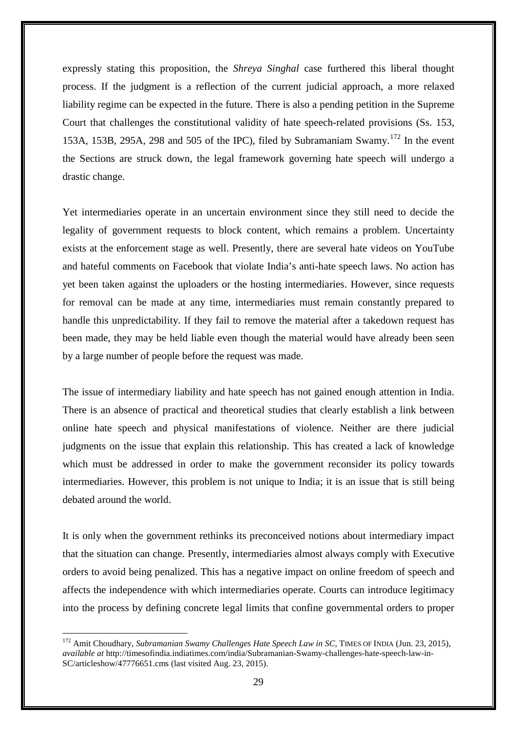expressly stating this proposition, the *Shreya Singhal* case furthered this liberal thought process. If the judgment is a reflection of the current judicial approach, a more relaxed liability regime can be expected in the future. There is also a pending petition in the Supreme Court that challenges the constitutional validity of hate speech-related provisions (Ss. 153, 153A, 153B, 295A, 298 and 505 of the IPC), filed by Subramaniam Swamy.[172] In the event the Sections are struck down, the legal framework governing hate speech will undergo a drastic change.

Yet intermediaries operate in an uncertain environment since they still need to decide the legality of government requests to block content, which remains a problem. Uncertainty exists at the enforcement stage as well. Presently, there are several hate videos on YouTube and hateful comments on Facebook that violate India's anti-hate speech laws. No action has yet been taken against the uploaders or the hosting intermediaries. However, since requests for removal can be made at any time, intermediaries must remain constantly prepared to handle this unpredictability. If they fail to remove the material after a takedown request has been made, they may be held liable even though the material would have already been seen by a large number of people before the request was made.

The issue of intermediary liability and hate speech has not gained enough attention in India. There is an absence of practical and theoretical studies that clearly establish a link between online hate speech and physical manifestations of violence. Neither are there judicial judgments on the issue that explain this relationship. This has created a lack of knowledge which must be addressed in order to make the government reconsider its policy towards intermediaries. However, this problem is not unique to India; it is an issue that is still being debated around the world.

It is only when the government rethinks its preconceived notions about intermediary impact that the situation can change. Presently, intermediaries almost always comply with Executive orders to avoid being penalized. This has a negative impact on online freedom of speech and affects the independence with which intermediaries operate. Courts can introduce legitimacy into the process by defining concrete legal limits that confine governmental orders to proper

---

[172] Amit Choudhary, *Subramanian Swamy Challenges Hate Speech Law in SC*, TIMES OF INDIA (Jun. 23, 2015), *available at* http://timesofindia.indiatimes.com/india/Subramanian-Swamy-challenges-hate-speech-law-in-SC/articleshow/47776651.cms (last visited Aug. 23, 2015).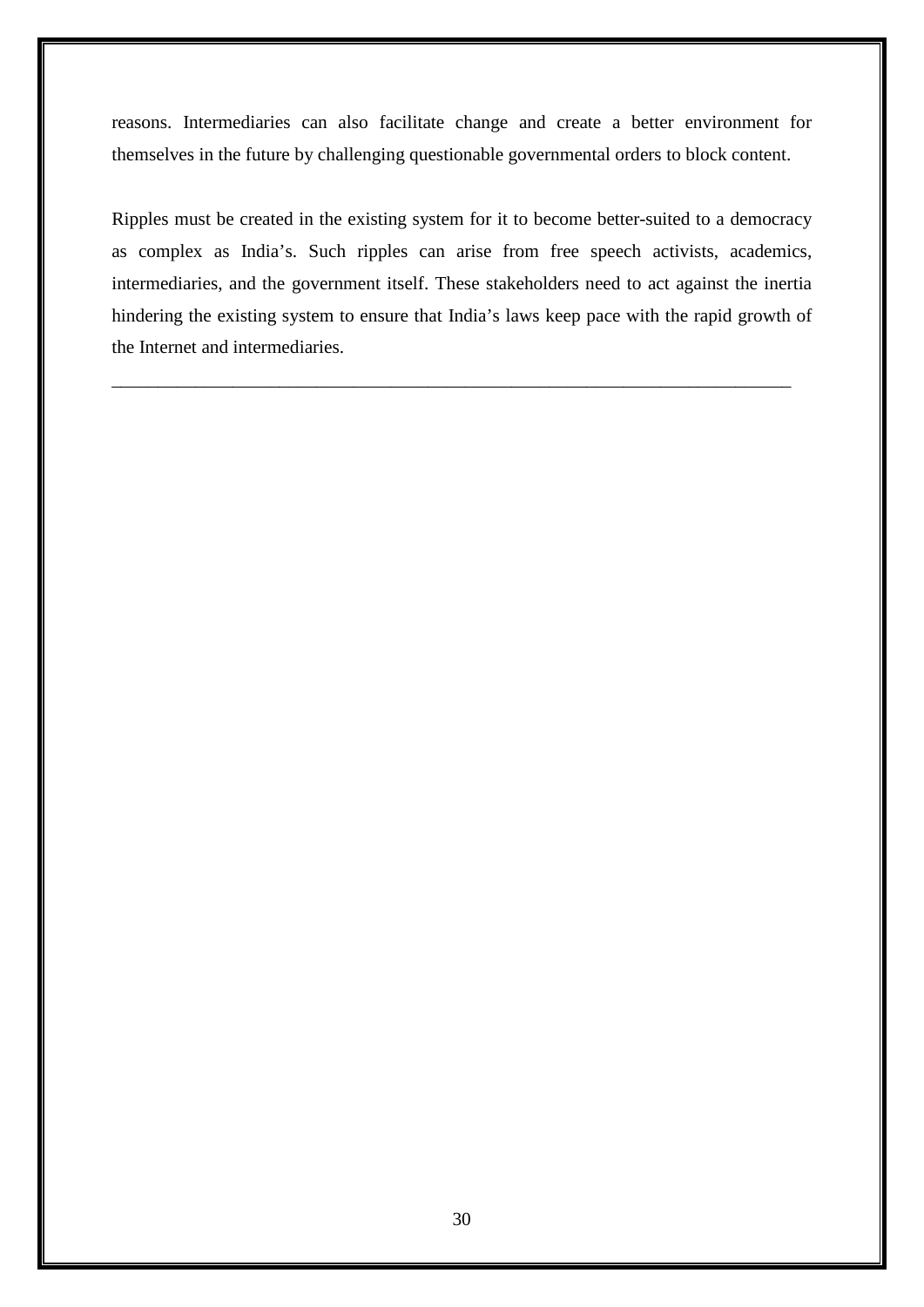reasons. Intermediaries can also facilitate change and create a better environment for themselves in the future by challenging questionable governmental orders to block content.

Ripples must be created in the existing system for it to become better-suited to a democracy as complex as India's. Such ripples can arise from free speech activists, academics, intermediaries, and the government itself. These stakeholders need to act against the inertia hindering the existing system to ensure that India's laws keep pace with the rapid growth of the Internet and intermediaries.

---